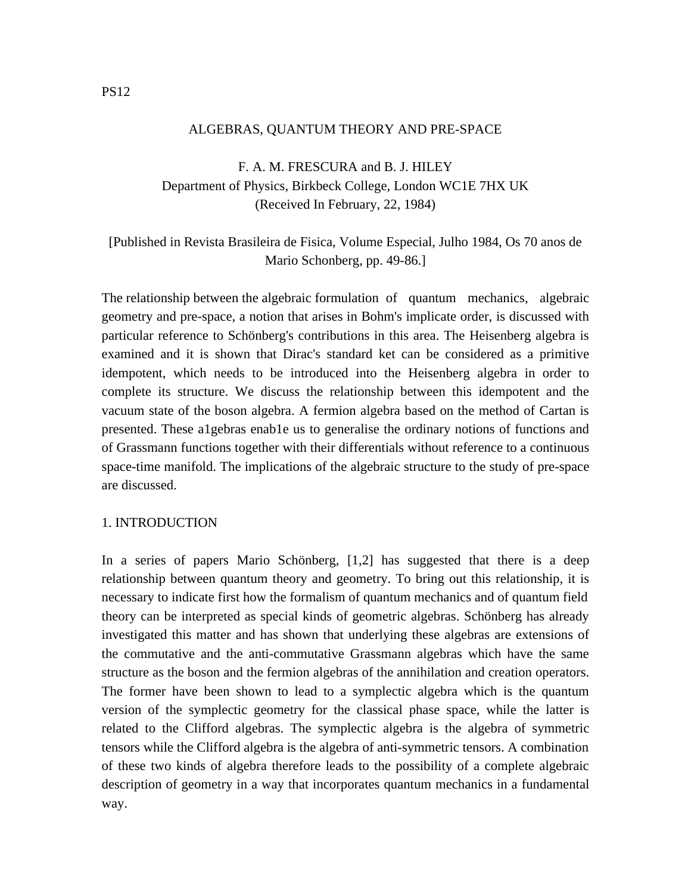PS12

# ALGEBRAS, QUANTUM THEORY AND PRE-SPACE

F. A. M. FRESCURA and B. J. HILEY
Department of Physics, Birkbeck College, London WC1E 7HX UK
(Received In February, 22, 1984)

[Published in Revista Brasileira de Fisica, Volume Especial, Julho 1984, Os 70 anos de Mario Schonberg, pp. 49-86.]

The relationship between the algebraic formulation of quantum mechanics, algebraic geometry and pre-space, a notion that arises in Bohm's implicate order, is discussed with particular reference to Schönberg's contributions in this area. The Heisenberg algebra is examined and it is shown that Dirac's standard ket can be considered as a primitive idempotent, which needs to be introduced into the Heisenberg algebra in order to complete its structure. We discuss the relationship between this idempotent and the vacuum state of the boson algebra. A fermion algebra based on the method of Cartan is presented. These a1gebras enab1e us to generalise the ordinary notions of functions and of Grassmann functions together with their differentials without reference to a continuous space-time manifold. The implications of the algebraic structure to the study of pre-space are discussed.

## 1. INTRODUCTION

In a series of papers Mario Schönberg, [1,2] has suggested that there is a deep relationship between quantum theory and geometry. To bring out this relationship, it is necessary to indicate first how the formalism of quantum mechanics and of quantum field theory can be interpreted as special kinds of geometric algebras. Schönberg has already investigated this matter and has shown that underlying these algebras are extensions of the commutative and the anti-commutative Grassmann algebras which have the same structure as the boson and the fermion algebras of the annihilation and creation operators. The former have been shown to lead to a symplectic algebra which is the quantum version of the symplectic geometry for the classical phase space, while the latter is related to the Clifford algebras. The symplectic algebra is the algebra of symmetric tensors while the Clifford algebra is the algebra of anti-symmetric tensors. A combination of these two kinds of algebra therefore leads to the possibility of a complete algebraic description of geometry in a way that incorporates quantum mechanics in a fundamental way.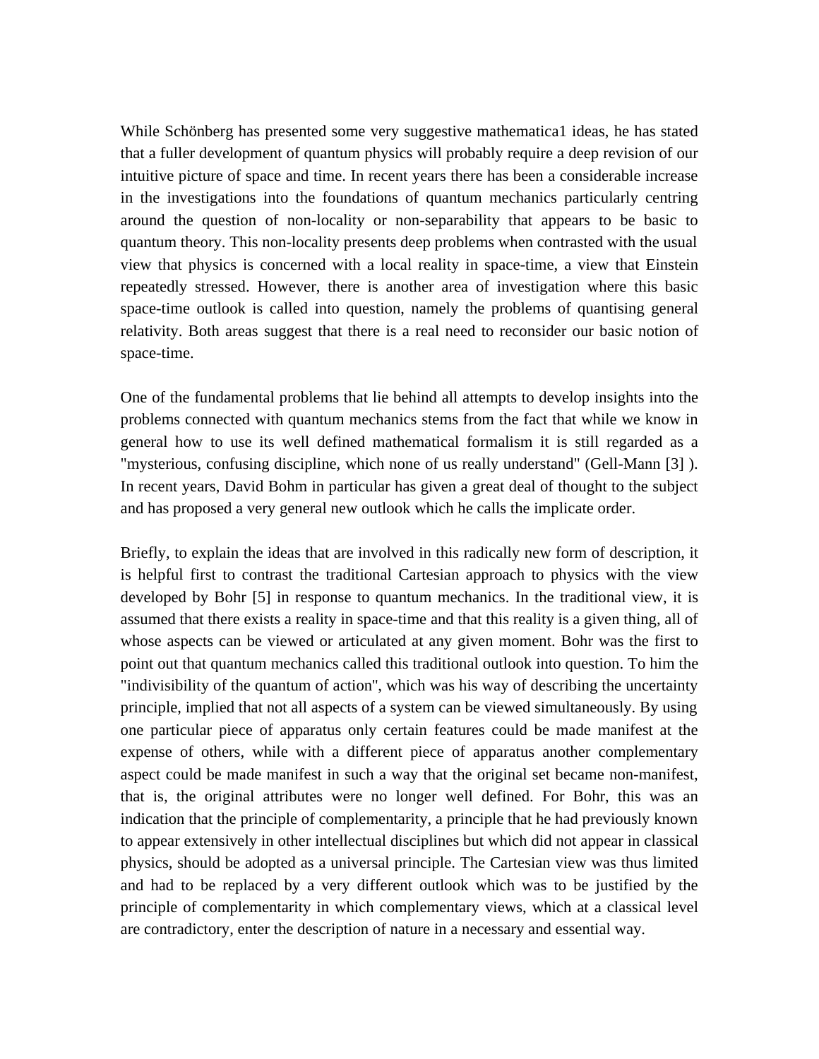While Schönberg has presented some very suggestive mathematica1 ideas, he has stated that a fuller development of quantum physics will probably require a deep revision of our intuitive picture of space and time. In recent years there has been a considerable increase in the investigations into the foundations of quantum mechanics particularly centring around the question of non-locality or non-separability that appears to be basic to quantum theory. This non-locality presents deep problems when contrasted with the usual view that physics is concerned with a local reality in space-time, a view that Einstein repeatedly stressed. However, there is another area of investigation where this basic space-time outlook is called into question, namely the problems of quantising general relativity. Both areas suggest that there is a real need to reconsider our basic notion of space-time.

One of the fundamental problems that lie behind all attempts to develop insights into the problems connected with quantum mechanics stems from the fact that while we know in general how to use its well defined mathematical formalism it is still regarded as a "mysterious, confusing discipline, which none of us really understand" (Gell-Mann [3] ). In recent years, David Bohm in particular has given a great deal of thought to the subject and has proposed a very general new outlook which he calls the implicate order.

Briefly, to explain the ideas that are involved in this radically new form of description, it is helpful first to contrast the traditional Cartesian approach to physics with the view developed by Bohr [5] in response to quantum mechanics. In the traditional view, it is assumed that there exists a reality in space-time and that this reality is a given thing, all of whose aspects can be viewed or articulated at any given moment. Bohr was the first to point out that quantum mechanics called this traditional outlook into question. To him the "indivisibility of the quantum of action", which was his way of describing the uncertainty principle, implied that not all aspects of a system can be viewed simultaneously. By using one particular piece of apparatus only certain features could be made manifest at the expense of others, while with a different piece of apparatus another complementary aspect could be made manifest in such a way that the original set became non-manifest, that is, the original attributes were no longer well defined. For Bohr, this was an indication that the principle of complementarity, a principle that he had previously known to appear extensively in other intellectual disciplines but which did not appear in classical physics, should be adopted as a universal principle. The Cartesian view was thus limited and had to be replaced by a very different outlook which was to be justified by the principle of complementarity in which complementary views, which at a classical level are contradictory, enter the description of nature in a necessary and essential way.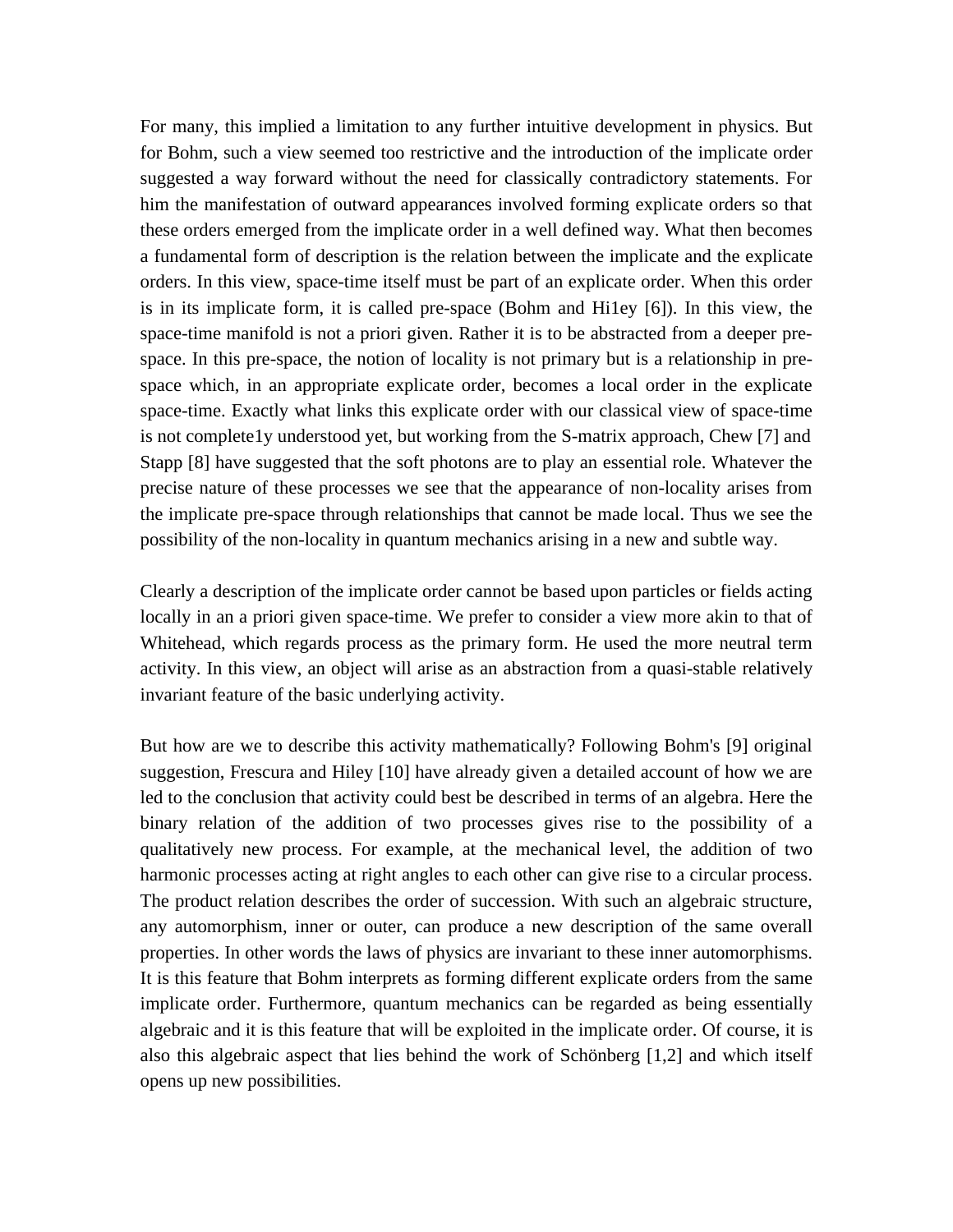For many, this implied a limitation to any further intuitive development in physics. But for Bohm, such a view seemed too restrictive and the introduction of the implicate order suggested a way forward without the need for classically contradictory statements. For him the manifestation of outward appearances involved forming explicate orders so that these orders emerged from the implicate order in a well defined way. What then becomes a fundamental form of description is the relation between the implicate and the explicate orders. In this view, space-time itself must be part of an explicate order. When this order is in its implicate form, it is called pre-space (Bohm and Hi1ey [6]). In this view, the space-time manifold is not a priori given. Rather it is to be abstracted from a deeper pre-space. In this pre-space, the notion of locality is not primary but is a relationship in pre-space which, in an appropriate explicate order, becomes a local order in the explicate space-time. Exactly what links this explicate order with our classical view of space-time is not complete1y understood yet, but working from the S-matrix approach, Chew [7] and Stapp [8] have suggested that the soft photons are to play an essential role. Whatever the precise nature of these processes we see that the appearance of non-locality arises from the implicate pre-space through relationships that cannot be made local. Thus we see the possibility of the non-locality in quantum mechanics arising in a new and subtle way.

Clearly a description of the implicate order cannot be based upon particles or fields acting locally in an a priori given space-time. We prefer to consider a view more akin to that of Whitehead, which regards process as the primary form. He used the more neutral term activity. In this view, an object will arise as an abstraction from a quasi-stable relatively invariant feature of the basic underlying activity.

But how are we to describe this activity mathematically? Following Bohm's [9] original suggestion, Frescura and Hiley [10] have already given a detailed account of how we are led to the conclusion that activity could best be described in terms of an algebra. Here the binary relation of the addition of two processes gives rise to the possibility of a qualitatively new process. For example, at the mechanical level, the addition of two harmonic processes acting at right angles to each other can give rise to a circular process. The product relation describes the order of succession. With such an algebraic structure, any automorphism, inner or outer, can produce a new description of the same overall properties. In other words the laws of physics are invariant to these inner automorphisms. It is this feature that Bohm interprets as forming different explicate orders from the same implicate order. Furthermore, quantum mechanics can be regarded as being essentially algebraic and it is this feature that will be exploited in the implicate order. Of course, it is also this algebraic aspect that lies behind the work of Schönberg [1,2] and which itself opens up new possibilities.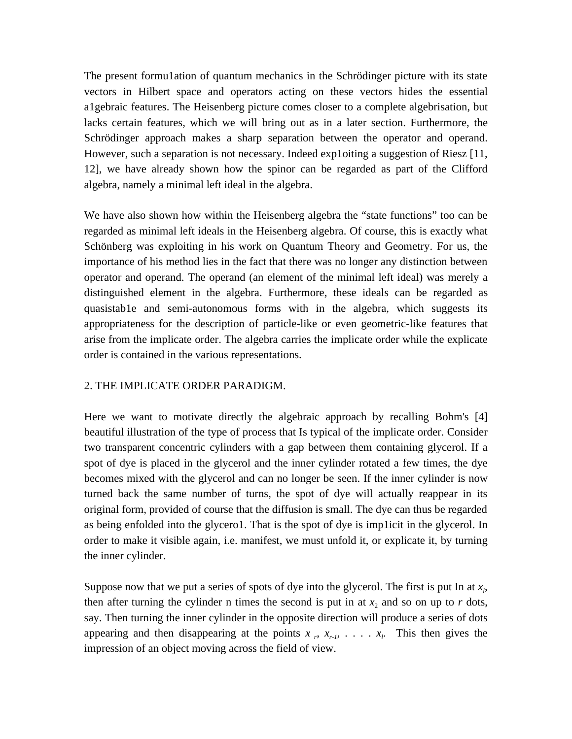The present formu1ation of quantum mechanics in the Schrödinger picture with its state vectors in Hilbert space and operators acting on these vectors hides the essential a1gebraic features. The Heisenberg picture comes closer to a complete algebrisation, but lacks certain features, which we will bring out as in a later section. Furthermore, the Schrödinger approach makes a sharp separation between the operator and operand. However, such a separation is not necessary. Indeed exp1oiting a suggestion of Riesz [11, 12], we have already shown how the spinor can be regarded as part of the Clifford algebra, namely a minimal left ideal in the algebra.

We have also shown how within the Heisenberg algebra the "state functions" too can be regarded as minimal left ideals in the Heisenberg algebra. Of course, this is exactly what Schönberg was exploiting in his work on Quantum Theory and Geometry. For us, the importance of his method lies in the fact that there was no longer any distinction between operator and operand. The operand (an element of the minimal left ideal) was merely a distinguished element in the algebra. Furthermore, these ideals can be regarded as quasistab1e and semi-autonomous forms with in the algebra, which suggests its appropriateness for the description of particle-like or even geometric-like features that arise from the implicate order. The algebra carries the implicate order while the explicate order is contained in the various representations.

## 2. THE IMPLICATE ORDER PARADIGM.

Here we want to motivate directly the algebraic approach by recalling Bohm's [4] beautiful illustration of the type of process that Is typical of the implicate order. Consider two transparent concentric cylinders with a gap between them containing glycerol. If a spot of dye is placed in the glycerol and the inner cylinder rotated a few times, the dye becomes mixed with the glycerol and can no longer be seen. If the inner cylinder is now turned back the same number of turns, the spot of dye will actually reappear in its original form, provided of course that the diffusion is small. The dye can thus be regarded as being enfolded into the glycero1. That is the spot of dye is imp1icit in the glycerol. In order to make it visible again, i.e. manifest, we must unfold it, or explicate it, by turning the inner cylinder.

Suppose now that we put a series of spots of dye into the glycerol. The first is put In at $x_l$, then after turning the cylinder n times the second is put in at $x_2$ and so on up to $r$ dots, say. Then turning the inner cylinder in the opposite direction will produce a series of dots appearing and then disappearing at the points $x_r$, $x_{r-1}$, . . . . $x_l$. This then gives the impression of an object moving across the field of view.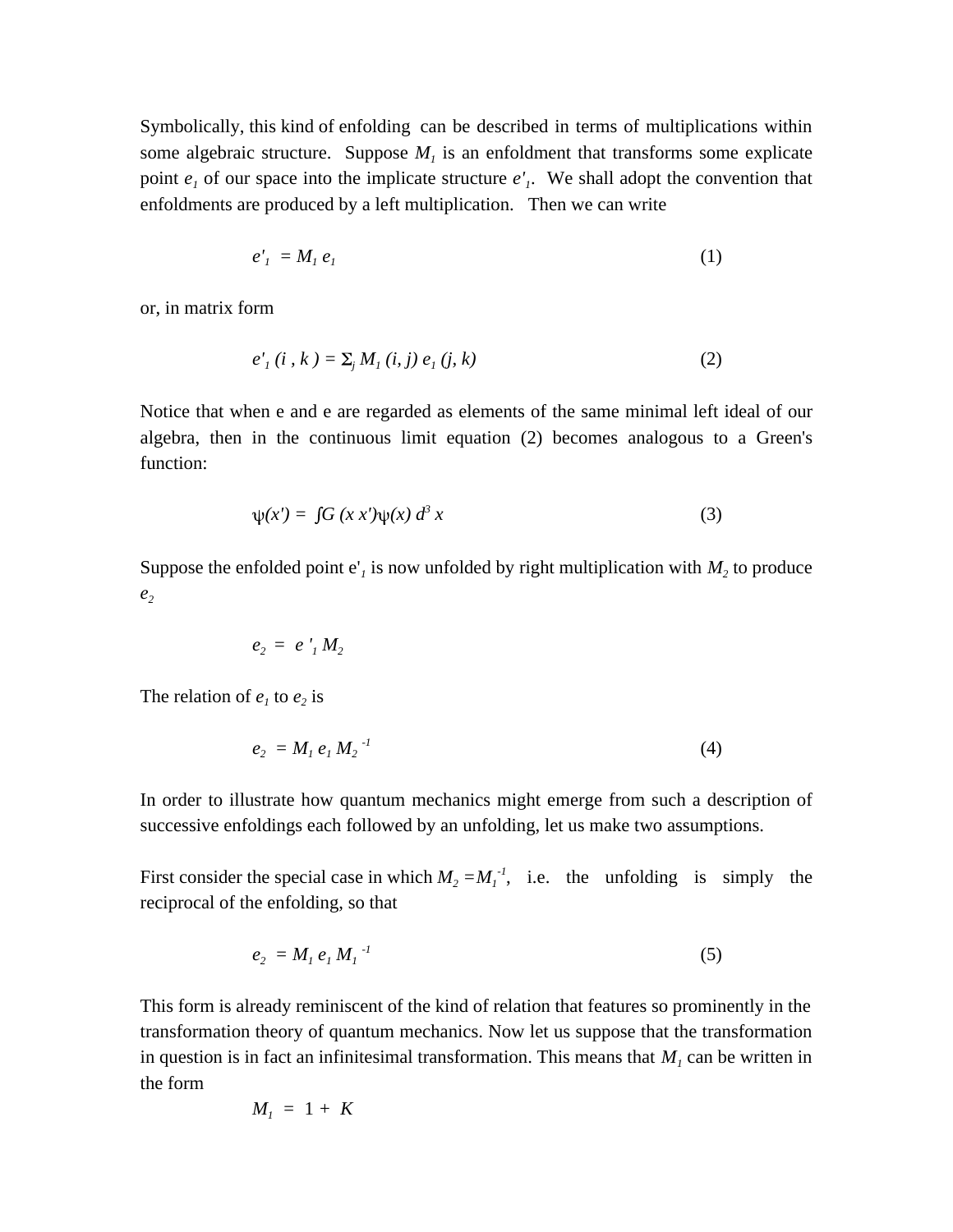Symbolically, this kind of enfolding can be described in terms of multiplications within some algebraic structure. Suppose $M_1$ is an enfoldment that transforms some explicate point $e_1$ of our space into the implicate structure $e'_1$. We shall adopt the convention that enfoldments are produced by a left multiplication. Then we can write

$$e'_1 = M_1 e_1 \tag{1}$$

or, in matrix form

$$e'_1 (i, k) = \Sigma_j M_1 (i, j) e_1 (j, k) \tag{2}$$

Notice that when e and e are regarded as elements of the same minimal left ideal of our algebra, then in the continuous limit equation (2) becomes analogous to a Green's function:

$$\psi(x') = \int G(x\, x')\psi(x)\, d^3 x \tag{3}$$

Suppose the enfolded point $e'_1$ is now unfolded by right multiplication with $M_2$ to produce $e_2$

$$e_2 = e'_1 M_2$$

The relation of $e_1$ to $e_2$ is

$$e_2 = M_1 e_1 M_2^{-1} \tag{4}$$

In order to illustrate how quantum mechanics might emerge from such a description of successive enfoldings each followed by an unfolding, let us make two assumptions.

First consider the special case in which $M_2 = M_1^{-1}$, i.e. the unfolding is simply the reciprocal of the enfolding, so that

$$e_2 = M_1 e_1 M_1^{-1} \tag{5}$$

This form is already reminiscent of the kind of relation that features so prominently in the transformation theory of quantum mechanics. Now let us suppose that the transformation in question is in fact an infinitesimal transformation. This means that $M_1$ can be written in the form

$$M_1 = 1 + K$$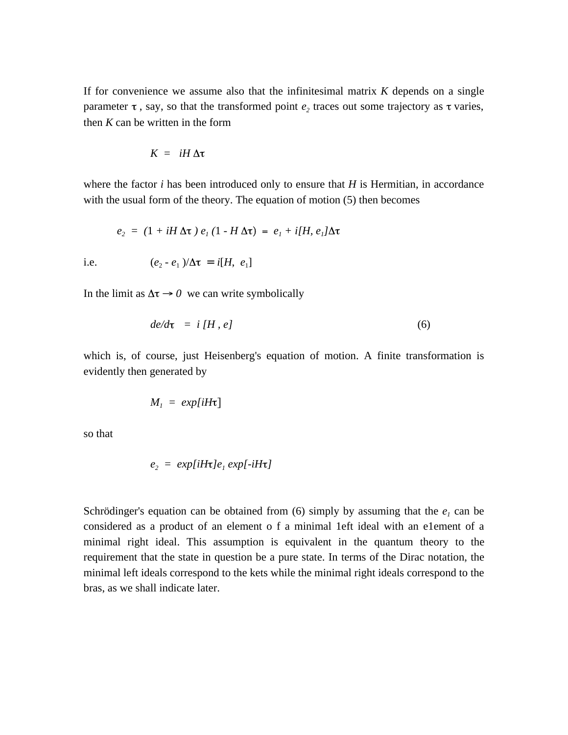If for convenience we assume also that the infinitesimal matrix $K$ depends on a single parameter $\tau$ , say, so that the transformed point $e_2$ traces out some trajectory as $\tau$ varies, then $K$ can be written in the form

$$K = iH \Delta\tau$$

where the factor $i$ has been introduced only to ensure that $H$ is Hermitian, in accordance with the usual form of the theory. The equation of motion (5) then becomes

$$e_2 = (1 + iH \Delta\tau ) e_1 (1 - H \Delta\tau) = e_1 + i[H, e_1]\Delta\tau$$

i.e. $$(e_2 - e_1 )/\Delta\tau = i[H, e_1]$$

In the limit as $\Delta\tau \to 0$ we can write symbolically

$$de/d\tau = i [H , e] \tag{6}$$

which is, of course, just Heisenberg's equation of motion. A finite transformation is evidently then generated by

$$M_1 = exp[iH\tau]$$

so that

$$e_2 = exp[iH\tau]e_1 exp[-iH\tau]$$

Schrödinger's equation can be obtained from (6) simply by assuming that the $e_1$ can be considered as a product of an element o f a minimal 1eft ideal with an e1ement of a minimal right ideal. This assumption is equivalent in the quantum theory to the requirement that the state in question be a pure state. In terms of the Dirac notation, the minimal left ideals correspond to the kets while the minimal right ideals correspond to the bras, as we shall indicate later.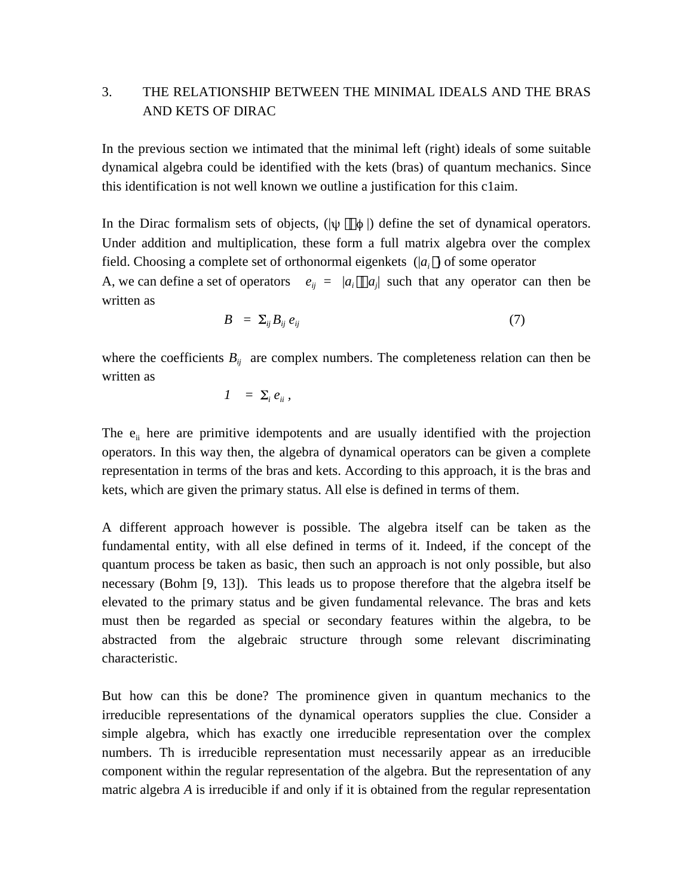## 3. THE RELATIONSHIP BETWEEN THE MINIMAL IDEALS AND THE BRAS AND KETS OF DIRAC

In the previous section we intimated that the minimal left (right) ideals of some suitable dynamical algebra could be identified with the kets (bras) of quantum mechanics. Since this identification is not well known we outline a justification for this c1aim.

In the Dirac formalism sets of objects, ($|\psi\rangle\langle\phi|$) define the set of dynamical operators. Under addition and multiplication, these form a full matrix algebra over the complex field. Choosing a complete set of orthonormal eigenkets ($|a_i\rangle$) of some operator A, we can define a set of operators $e_{ij} = |a_i\rangle\langle a_j|$ such that any operator can then be written as

$$B = \Sigma_{ij} B_{ij}\, e_{ij} \qquad (7)$$

where the coefficients $B_{ij}$ are complex numbers. The completeness relation can then be written as

$$1 = \Sigma_i\, e_{ii}\ ,$$

The $e_{ii}$ here are primitive idempotents and are usually identified with the projection operators. In this way then, the algebra of dynamical operators can be given a complete representation in terms of the bras and kets. According to this approach, it is the bras and kets, which are given the primary status. All else is defined in terms of them.

A different approach however is possible. The algebra itself can be taken as the fundamental entity, with all else defined in terms of it. Indeed, if the concept of the quantum process be taken as basic, then such an approach is not only possible, but also necessary (Bohm [9, 13]). This leads us to propose therefore that the algebra itself be elevated to the primary status and be given fundamental relevance. The bras and kets must then be regarded as special or secondary features within the algebra, to be abstracted from the algebraic structure through some relevant discriminating characteristic.

But how can this be done? The prominence given in quantum mechanics to the irreducible representations of the dynamical operators supplies the clue. Consider a simple algebra, which has exactly one irreducible representation over the complex numbers. Th is irreducible representation must necessarily appear as an irreducible component within the regular representation of the algebra. But the representation of any matric algebra *A* is irreducible if and only if it is obtained from the regular representation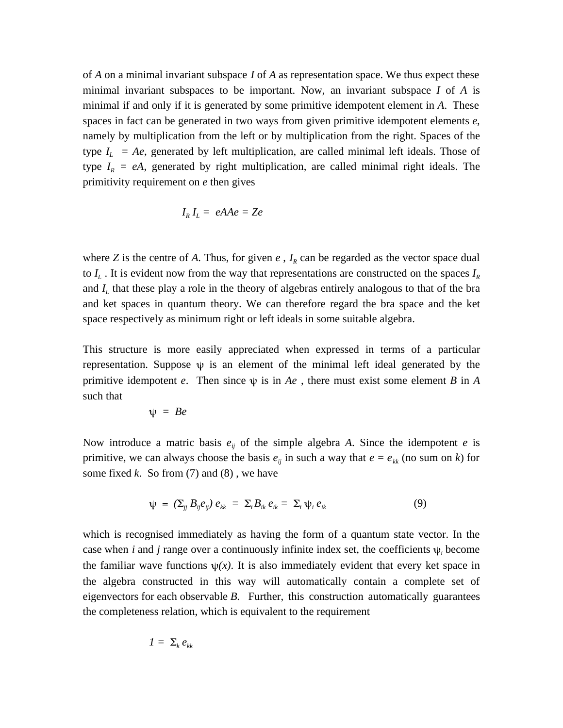of $A$ on a minimal invariant subspace $I$ of $A$ as representation space. We thus expect these minimal invariant subspaces to be important. Now, an invariant subspace $I$ of $A$ is minimal if and only if it is generated by some primitive idempotent element in $A$. These spaces in fact can be generated in two ways from given primitive idempotent elements $e$, namely by multiplication from the left or by multiplication from the right. Spaces of the type $I_L = Ae$, generated by left multiplication, are called minimal left ideals. Those of type $I_R = eA$, generated by right multiplication, are called minimal right ideals. The primitivity requirement on $e$ then gives

$$I_R\, I_L = eAAe = Ze$$

where $Z$ is the centre of $A$. Thus, for given $e$ , $I_R$ can be regarded as the vector space dual to $I_L$ . It is evident now from the way that representations are constructed on the spaces $I_R$ and $I_L$ that these play a role in the theory of algebras entirely analogous to that of the bra and ket spaces in quantum theory. We can therefore regard the bra space and the ket space respectively as minimum right or left ideals in some suitable algebra.

This structure is more easily appreciated when expressed in terms of a particular representation. Suppose $\psi$ is an element of the minimal left ideal generated by the primitive idempotent $e$. Then since $\psi$ is in $Ae$ , there must exist some element $B$ in $A$ such that

$$\psi = Be$$

Now introduce a matric basis $e_{ij}$ of the simple algebra $A$. Since the idempotent $e$ is primitive, we can always choose the basis $e_{ij}$ in such a way that $e = e_{kk}$ (no sum on $k$) for some fixed $k$. So from (7) and (8) , we have

$$\psi = (\Sigma_{jj}\, B_{ij} e_{ij})\, e_{kk} = \Sigma_i B_{ik}\, e_{ik} = \Sigma_i\, \psi_i\, e_{ik} \qquad (9)$$

which is recognised immediately as having the form of a quantum state vector. In the case when $i$ and $j$ range over a continuously infinite index set, the coefficients $\psi_i$ become the familiar wave functions $\psi(x)$. It is also immediately evident that every ket space in the algebra constructed in this way will automatically contain a complete set of eigenvectors for each observable $B$. Further, this construction automatically guarantees the completeness relation, which is equivalent to the requirement

$$1 = \Sigma_k\, e_{kk}$$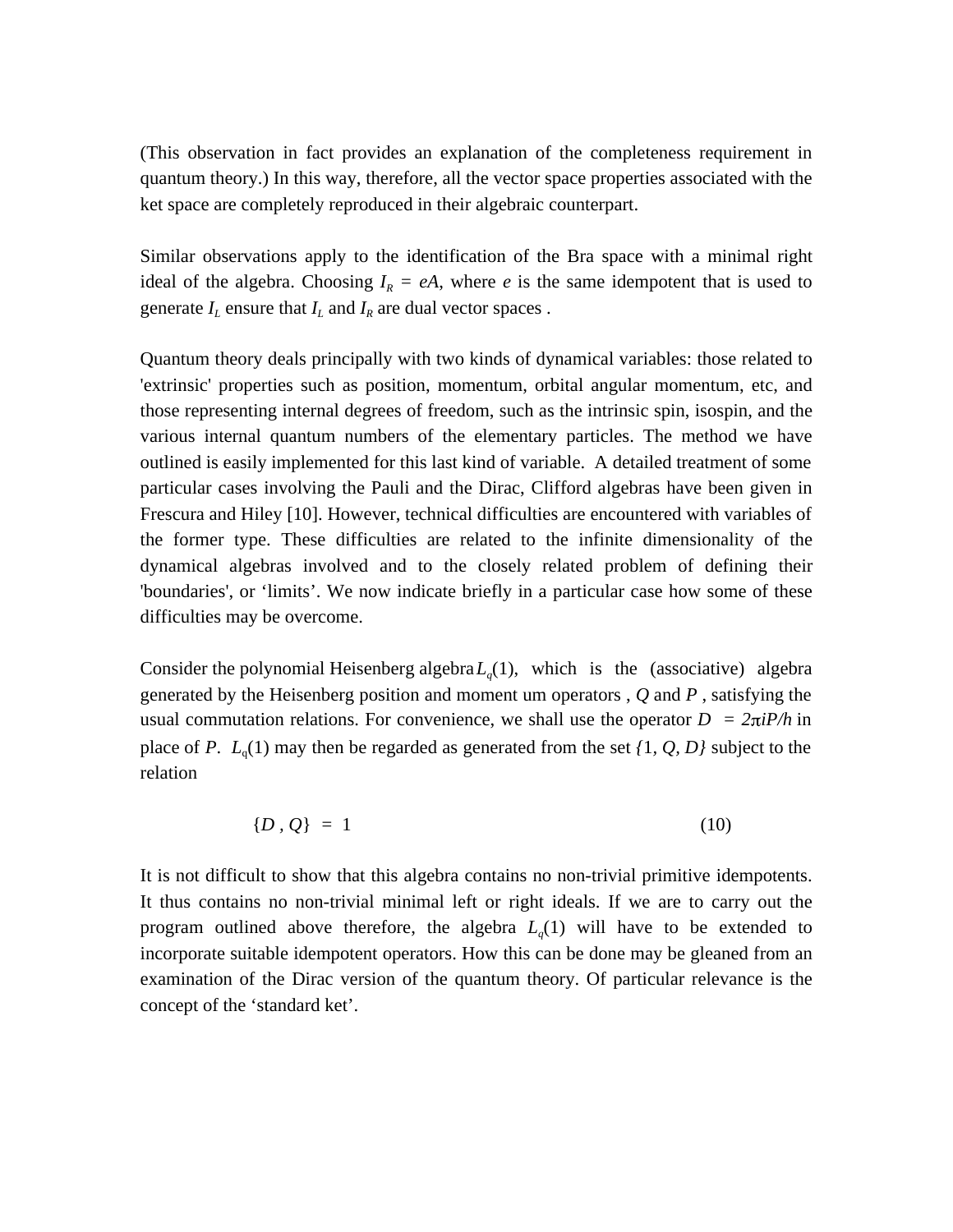(This observation in fact provides an explanation of the completeness requirement in quantum theory.) In this way, therefore, all the vector space properties associated with the ket space are completely reproduced in their algebraic counterpart.

Similar observations apply to the identification of the Bra space with a minimal right ideal of the algebra. Choosing $I_R = eA$, where $e$ is the same idempotent that is used to generate $I_L$ ensure that $I_L$ and $I_R$ are dual vector spaces .

Quantum theory deals principally with two kinds of dynamical variables: those related to 'extrinsic' properties such as position, momentum, orbital angular momentum, etc, and those representing internal degrees of freedom, such as the intrinsic spin, isospin, and the various internal quantum numbers of the elementary particles. The method we have outlined is easily implemented for this last kind of variable. A detailed treatment of some particular cases involving the Pauli and the Dirac, Clifford algebras have been given in Frescura and Hiley [10]. However, technical difficulties are encountered with variables of the former type. These difficulties are related to the infinite dimensionality of the dynamical algebras involved and to the closely related problem of defining their 'boundaries', or 'limits'. We now indicate briefly in a particular case how some of these difficulties may be overcome.

Consider the polynomial Heisenberg algebra $L_q(1)$, which is the (associative) algebra generated by the Heisenberg position and moment um operators , $Q$ and $P$ , satisfying the usual commutation relations. For convenience, we shall use the operator $D = 2\pi iP/h$ in place of $P$. $L_q(1)$ may then be regarded as generated from the set $\{1, Q, D\}$ subject to the relation

$$\{D , Q\} = 1 \tag{10}$$

It is not difficult to show that this algebra contains no non-trivial primitive idempotents. It thus contains no non-trivial minimal left or right ideals. If we are to carry out the program outlined above therefore, the algebra $L_q(1)$ will have to be extended to incorporate suitable idempotent operators. How this can be done may be gleaned from an examination of the Dirac version of the quantum theory. Of particular relevance is the concept of the 'standard ket'.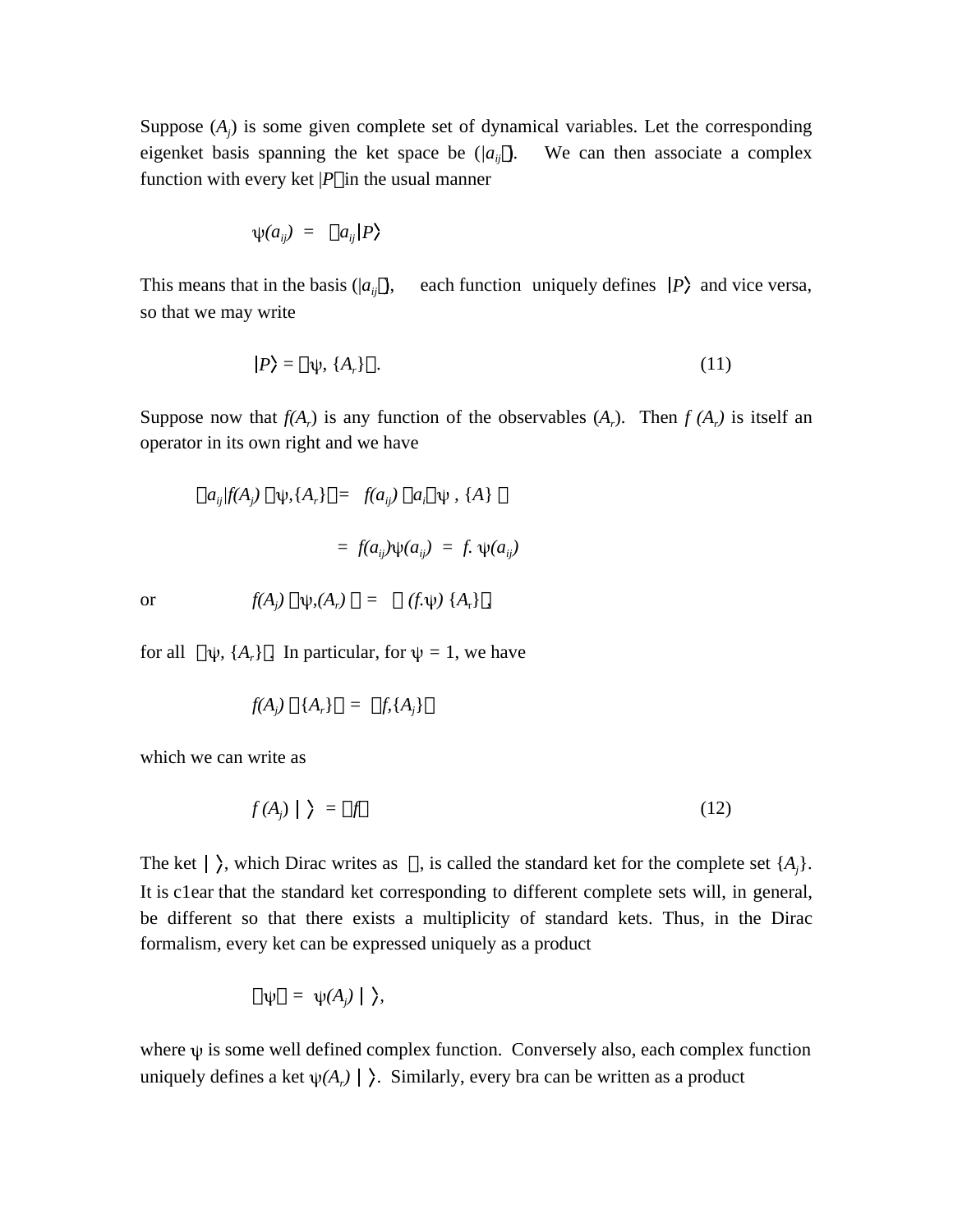Suppose $(A_j)$ is some given complete set of dynamical variables. Let the corresponding eigenket basis spanning the ket space be $(|a_{ij}\rangle)$. We can then associate a complex function with every ket $|P\rangle$ in the usual manner

$$\psi(a_{ij}) = \langle a_{ij}|P\rangle$$

This means that in the basis $(|a_{ij}\rangle)$, each function uniquely defines $|P\rangle$ and vice versa, so that we may write

$$|P\rangle = |\psi, \{A_r\}\rangle. \qquad (11)$$

Suppose now that $f(A_r)$ is any function of the observables $(A_r)$. Then $f(A_r)$ is itself an operator in its own right and we have

$$\langle a_{ij}|f(A_j)|\psi,\{A_r\}\rangle = f(a_{ij})\langle a_i|\psi, \{A\}\rangle$$

$$= f(a_{ij})\psi(a_{ij}) = f.\,\psi(a_{ij})$$

or

$$f(A_j)|\psi,(A_r)\rangle = |(f.\psi)\{A_r\}\rangle,$$

for all $|\psi, \{A_r\}\rangle$. In particular, for $\psi = 1$, we have

$$f(A_j)|\{A_r\}\rangle = |f,\{A_j\}\rangle$$

which we can write as

$$f(A_j)|\,\rangle = |f\rangle \qquad (12)$$

The ket $|\,\rangle$, which Dirac writes as $\rangle$, is called the standard ket for the complete set $\{A_j\}$. It is clear that the standard ket corresponding to different complete sets will, in general, be different so that there exists a multiplicity of standard kets. Thus, in the Dirac formalism, every ket can be expressed uniquely as a product

$$|\psi\rangle = \psi(A_j)|\,\rangle,$$

where $\psi$ is some well defined complex function. Conversely also, each complex function uniquely defines a ket $\psi(A_r)|\,\rangle$. Similarly, every bra can be written as a product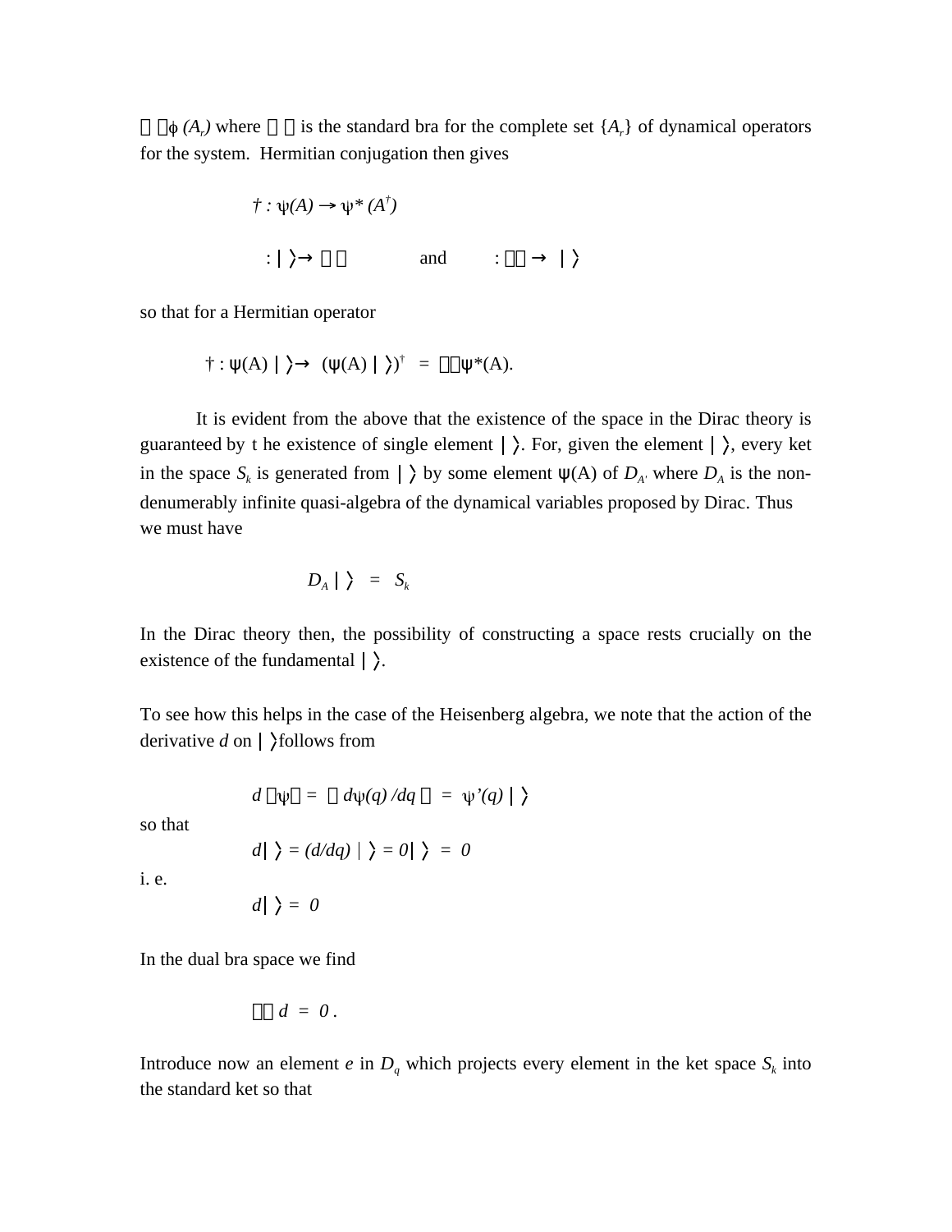$\langle\,|\,\phi\,(A_r)$ where $\langle\,|$ is the standard bra for the complete set $\{A_r\}$ of dynamical operators for the system. Hermitian conjugation then gives

$$\dagger : \psi(A) \rightarrow \psi^*(A^\dagger)$$

$$: |\,\rangle \rightarrow \langle\,| \qquad \text{and} \qquad : \langle\,| \rightarrow |\,\rangle$$

so that for a Hermitian operator

$$\dagger : \psi(A)\,|\,\rangle \rightarrow (\psi(A)\,|\,\rangle)^\dagger = \langle\,|\,\psi^*(A).$$

It is evident from the above that the existence of the space in the Dirac theory is guaranteed by t he existence of single element $|\,\rangle$. For, given the element $|\,\rangle$, every ket in the space $S_k$ is generated from $|\,\rangle$ by some element $\psi$(A) of $D_{A'}$ where $D_A$ is the non-denumerably infinite quasi-algebra of the dynamical variables proposed by Dirac. Thus we must have

$$D_A\,|\,\rangle = S_k$$

In the Dirac theory then, the possibility of constructing a space rests crucially on the existence of the fundamental $|\,\rangle$.

To see how this helps in the case of the Heisenberg algebra, we note that the action of the derivative $d$ on $|\,\rangle$ follows from

$$d\,|\psi\rangle = |\,d\psi(q)/dq\,\rangle = \psi'(q)\,|\,\rangle$$

so that

$$d|\,\rangle = (d/dq)\,|\,\rangle = 0|\,\rangle = 0$$

i. e.

$$d|\,\rangle = 0$$

In the dual bra space we find

$$\langle\,|\,d = 0\,.$$

Introduce now an element $e$ in $D_q$ which projects every element in the ket space $S_k$ into the standard ket so that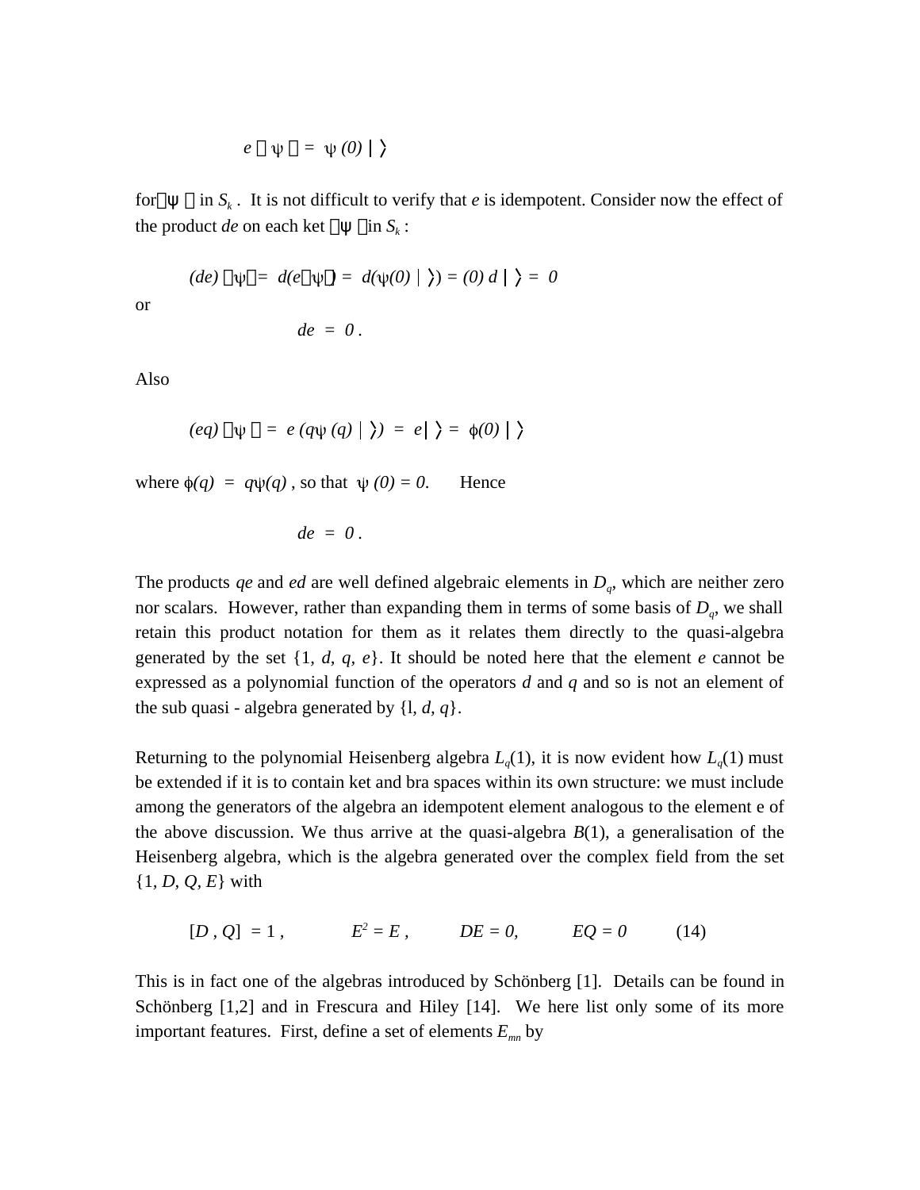$$e\,|\psi\rangle = \psi(0)\,|\,\rangle$$

for $|\psi\rangle$ in $S_k$. It is not difficult to verify that $e$ is idempotent. Consider now the effect of the product $de$ on each ket $|\psi\rangle$ in $S_k$ :

$$(de)\,|\psi\rangle = d(e|\psi\rangle) = d(\psi(0)\,|\,\rangle) = (0)\,d\,|\,\rangle = 0$$

or

$$de = 0\,.$$

Also

$$(eq)\,|\psi\rangle = e\,(q\psi(q)\,|\,\rangle) = e|\,\rangle = \phi(0)\,|\,\rangle$$

where $\phi(q) = q\psi(q)$ , so that $\psi(0) = 0.$ Hence

$$de = 0\,.$$

The products $qe$ and $ed$ are well defined algebraic elements in $D_q$, which are neither zero nor scalars. However, rather than expanding them in terms of some basis of $D_q$, we shall retain this product notation for them as it relates them directly to the quasi-algebra generated by the set {1, *d*, *q*, *e*}. It should be noted here that the element $e$ cannot be expressed as a polynomial function of the operators $d$ and $q$ and so is not an element of the sub quasi - algebra generated by {l, *d*, *q*}.

Returning to the polynomial Heisenberg algebra $L_q(1)$, it is now evident how $L_q(1)$ must be extended if it is to contain ket and bra spaces within its own structure: we must include among the generators of the algebra an idempotent element analogous to the element e of the above discussion. We thus arrive at the quasi-algebra $B(1)$, a generalisation of the Heisenberg algebra, which is the algebra generated over the complex field from the set {1, *D*, *Q*, *E*} with

$$[D\,,Q] = 1\,, \qquad E^2 = E\,, \qquad DE = 0, \qquad EQ = 0 \qquad (14)$$

This is in fact one of the algebras introduced by Schönberg [1]. Details can be found in Schönberg [1,2] and in Frescura and Hiley [14]. We here list only some of its more important features. First, define a set of elements $E_{mn}$ by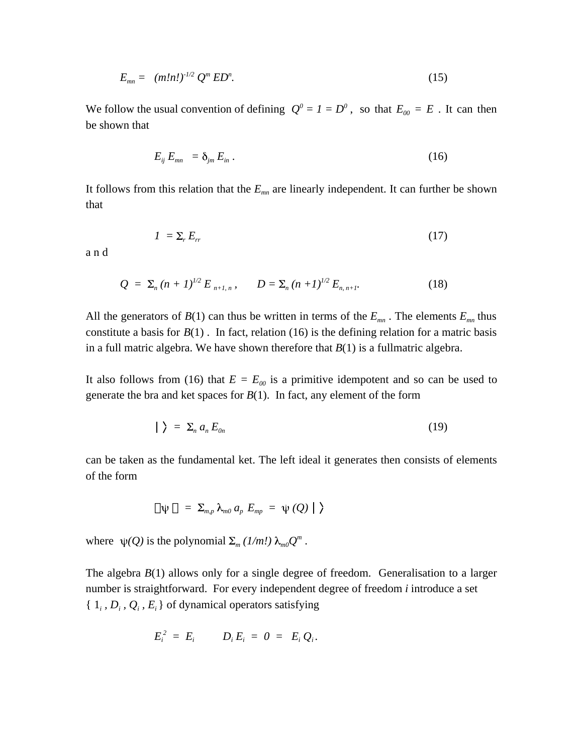$$E_{mn} = (m!n!)^{-1/2} Q^m ED^n. \tag{15}$$

We follow the usual convention of defining $Q^0 = 1 = D^0$, so that $E_{00} = E$. It can then be shown that

$$E_{ij} E_{mn} = \delta_{jm} E_{in} . \tag{16}$$

It follows from this relation that the $E_{mn}$ are linearly independent. It can further be shown that

$$1 = \Sigma_r E_{rr} \tag{17}$$

a n d

$$Q = \Sigma_n (n + 1)^{1/2} E_{n+1, n} , \qquad D = \Sigma_n (n +1)^{1/2} E_{n, n+1}. \tag{18}$$

All the generators of $B(1)$ can thus be written in terms of the $E_{mn}$. The elements $E_{mn}$ thus constitute a basis for $B(1)$. In fact, relation (16) is the defining relation for a matric basis in a full matric algebra. We have shown therefore that $B(1)$ is a fullmatric algebra.

It also follows from (16) that $E = E_{00}$ is a primitive idempotent and so can be used to generate the bra and ket spaces for $B(1)$. In fact, any element of the form

$$|\,\rangle = \Sigma_n a_n E_{0n} \tag{19}$$

can be taken as the fundamental ket. The left ideal it generates then consists of elements of the form

$$|\psi\rangle = \Sigma_{m,p} \lambda_{m0} a_p E_{mp} = \psi (Q) |\,\rangle$$

where $\psi(Q)$ is the polynomial $\Sigma_m (1/m!) \lambda_{m0} Q^m$.

The algebra $B(1)$ allows only for a single degree of freedom. Generalisation to a larger number is straightforward. For every independent degree of freedom $i$ introduce a set $\{ 1_i , D_i , Q_i , E_i \}$ of dynamical operators satisfying

$$E_i^2 = E_i \qquad D_i E_i = 0 = E_i Q_i .$$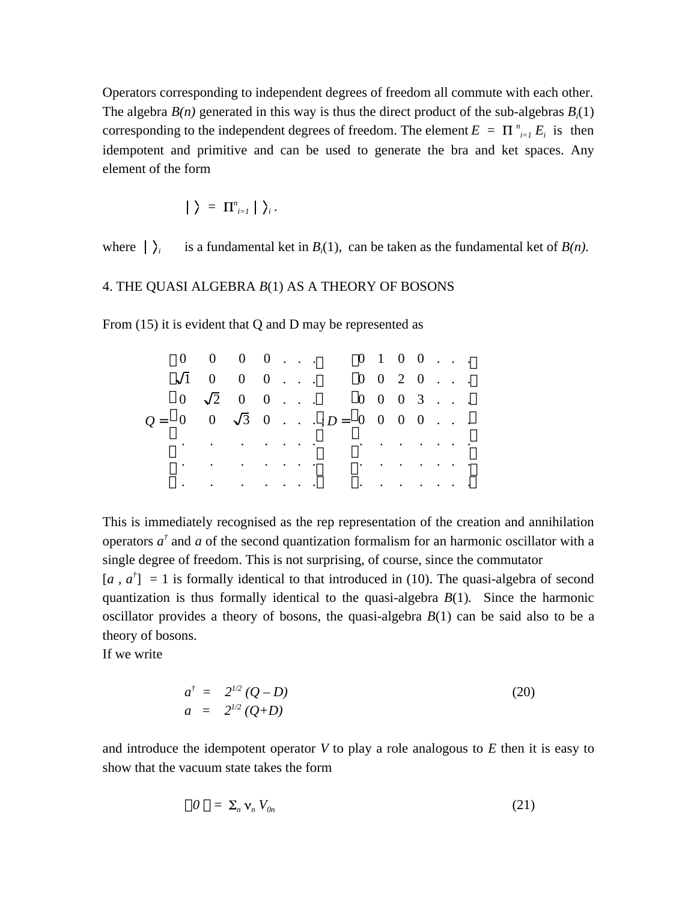Operators corresponding to independent degrees of freedom all commute with each other. The algebra *B(n)* generated in this way is thus the direct product of the sub-algebras $B_i(1)$ corresponding to the independent degrees of freedom. The element $E = \Pi^{n}_{i=1} E_i$ is then idempotent and primitive and can be used to generate the bra and ket spaces. Any element of the form

$$| \rangle = \Pi^{n}_{i=1} | \rangle_i .$$

where $| \rangle_i$ is a fundamental ket in $B_i(1)$, can be taken as the fundamental ket of *B(n)*.

## 4. THE QUASI ALGEBRA B(1) AS A THEORY OF BOSONS

From (15) it is evident that Q and D may be represented as

$$Q = \begin{pmatrix} 0 & 0 & 0 & 0 & . & . & . \\ \sqrt{1} & 0 & 0 & 0 & . & . & . \\ 0 & \sqrt{2} & 0 & 0 & . & . & . \\ 0 & 0 & \sqrt{3} & 0 & . & . & . \\ . & . & . & . & . & . & . \\ . & . & . & . & . & . & . \\ . & . & . & . & . & . & . \end{pmatrix} ; D = \begin{pmatrix} 0 & 1 & 0 & 0 & . & . & . \\ 0 & 0 & 2 & 0 & . & . & . \\ 0 & 0 & 0 & 3 & . & . & . \\ 0 & 0 & 0 & 0 & . & . & . \\ . & . & . & . & . & . & . \\ . & . & . & . & . & . & . \\ . & . & . & . & . & . & . \end{pmatrix}$$

This is immediately recognised as the rep representation of the creation and annihilation operators $a^\dagger$ and $a$ of the second quantization formalism for an harmonic oscillator with a single degree of freedom. This is not surprising, of course, since the commutator $[a , a^\dagger] = 1$ is formally identical to that introduced in (10). The quasi-algebra of second quantization is thus formally identical to the quasi-algebra *B*(1). Since the harmonic oscillator provides a theory of bosons, the quasi-algebra *B*(1) can be said also to be a theory of bosons.

If we write

$$a^\dagger = 2^{1/2} (Q - D) \qquad (20)$$
$$a = 2^{1/2} (Q+D)$$

and introduce the idempotent operator *V* to play a role analogous to *E* then it is easy to show that the vacuum state takes the form

$$|0\rangle = \Sigma_n \nu_n V_{0n} \qquad (21)$$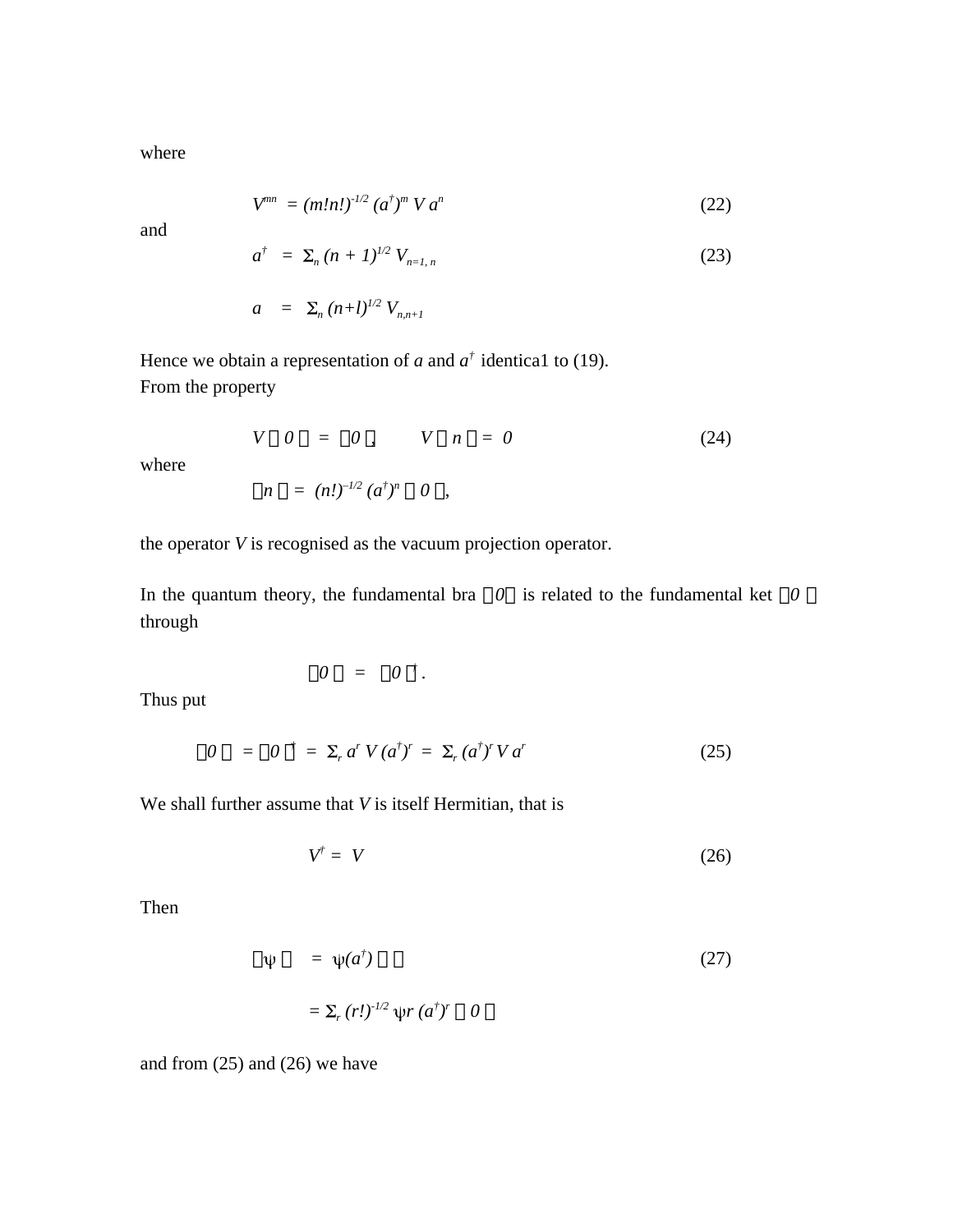where

$$V^{mn} = (m!n!)^{-1/2} (a^\dagger)^m V a^n \tag{22}$$

and

$$a^\dagger = \Sigma_n (n + 1)^{1/2} V_{n=1, n} \tag{23}$$

$$a = \Sigma_n (n+l)^{1/2} V_{n,n+1}$$

Hence we obtain a representation of $a$ and $a^\dagger$ identica1 to (19).
From the property

$$V | 0 \rangle = |0 \rangle, \qquad V | n \rangle = 0 \tag{24}$$

where

$$|n \rangle = (n!)^{-1/2} (a^\dagger)^n | 0 \rangle,$$

the operator $V$ is recognised as the vacuum projection operator.

In the quantum theory, the fundamental bra $\langle 0|$ is related to the fundamental ket $|0\rangle$ through

$$\langle 0| = |0\rangle^\dagger .$$

Thus put

$$\langle 0| = |0\rangle^\dagger = \Sigma_r a^r V (a^\dagger)^r = \Sigma_r (a^\dagger)^r V a^r \tag{25}$$

We shall further assume that $V$ is itself Hermitian, that is

$$V^\dagger = V \tag{26}$$

Then

$$|\psi\rangle = \psi(a^\dagger) | \rangle \tag{27}$$

$$= \Sigma_r (r!)^{-1/2} \psi r (a^\dagger)^r | 0 \rangle$$

and from (25) and (26) we have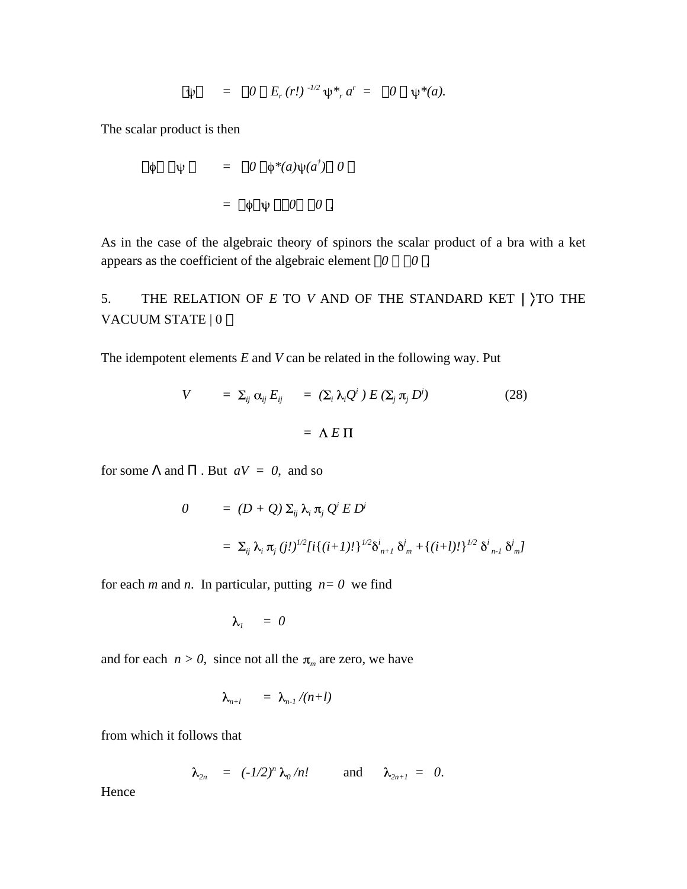$$\langle\psi| \quad = \quad \langle 0 | E_r\, (r!)^{-1/2}\, \psi^*_r\, a^r \;=\; \langle 0 | \psi^*(a).$$

The scalar product is then

$$\langle\phi| |\psi\rangle \quad = \quad \langle 0 | \phi^*(a)\psi(a^\dagger) | 0 \rangle$$

$$= \langle\phi|\psi\rangle |0\rangle\langle 0|.$$

As in the case of the algebraic theory of spinors the scalar product of a bra with a ket appears as the coefficient of the algebraic element $|0\rangle\langle 0|$.

## 5. THE RELATION OF $E$ TO $V$ AND OF THE STANDARD KET $|\,\rangle$ TO THE VACUUM STATE $|\,0\,\rangle$

The idempotent elements $E$ and $V$ can be related in the following way. Put

$$V \quad = \Sigma_{ij}\, \alpha_{ij}\, E_{ij} \quad = (\Sigma_i\, \lambda_i Q^i\,)\, E\, (\Sigma_j\, \pi_j\, D^j) \tag{28}$$

$$= \Lambda\, E\, \Pi$$

for some $\Lambda$ and $\Pi$. But $aV = 0$, and so

$$0 \quad = (D + Q)\, \Sigma_{ij}\, \lambda_i\, \pi_j\, Q^i\, E\, D^j$$

$$= \Sigma_{ij}\, \lambda_i\, \pi_j\, (j!)^{1/2}[i\{(i+1)!\}^{1/2}\delta^i_{n+1}\, \delta^j_m + \{(i+l)!\}^{1/2}\, \delta^i_{n-1}\, \delta^j_m]$$

for each $m$ and $n$. In particular, putting $n= 0$ we find

$$\lambda_1 \quad = \; 0$$

and for each $n > 0$, since not all the $\pi_m$ are zero, we have

$$\lambda_{n+l} \quad = \; \lambda_{n-1}\, /(n+l)$$

from which it follows that

$$\lambda_{2n} \quad = \quad (-1/2)^n\, \lambda_0\, /n! \qquad \text{and} \qquad \lambda_{2n+1} \; = \; 0.$$

Hence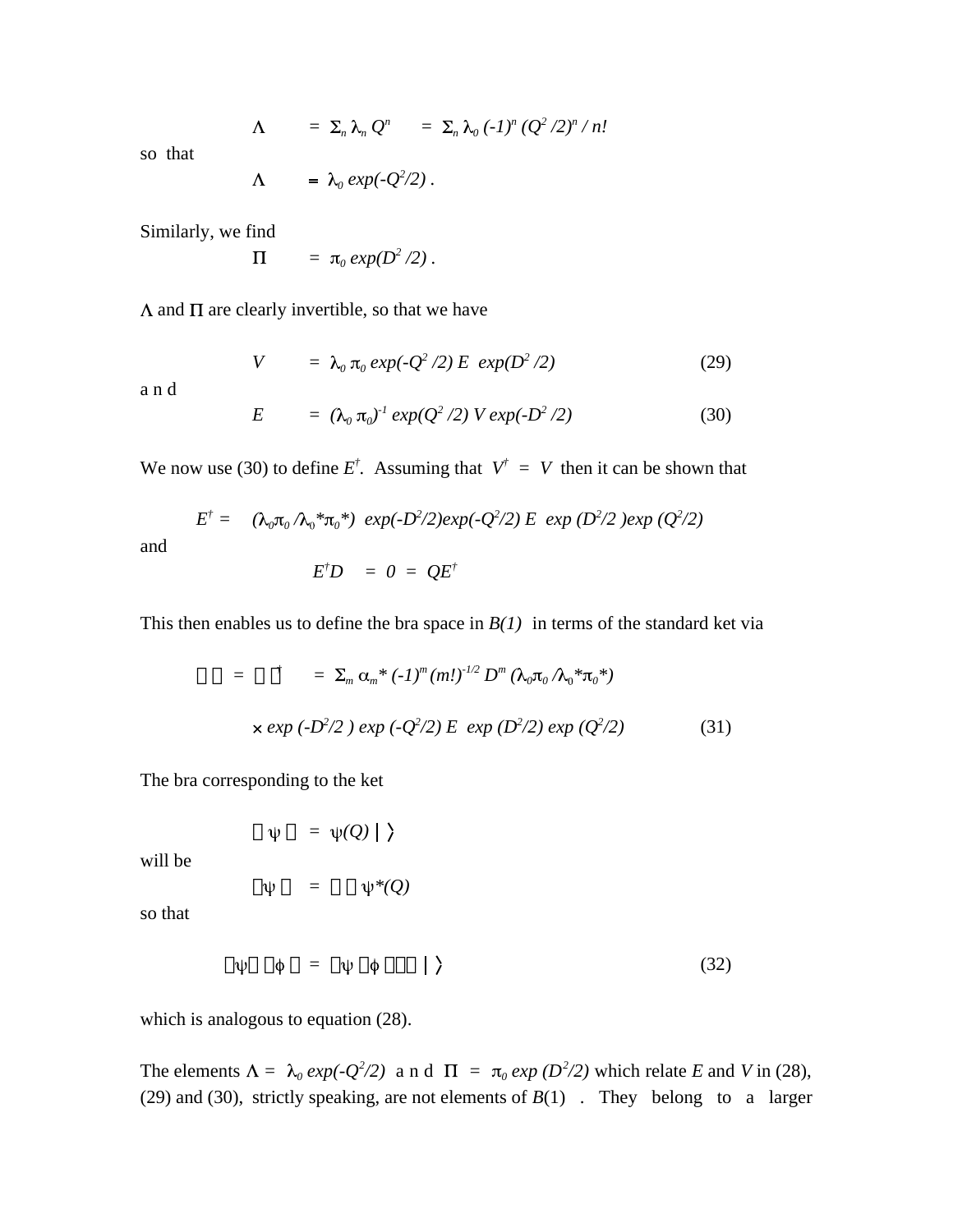$$\Lambda \quad = \Sigma_n \lambda_n Q^n \quad = \Sigma_n \lambda_0 (-1)^n (Q^2/2)^n / n!$$

so that

$$\Lambda \quad = \lambda_0 \exp(-Q^2/2) .$$

Similarly, we find

$$\Pi \quad = \pi_0 \exp(D^2/2) .$$

$\Lambda$ and $\Pi$ are clearly invertible, so that we have

$$V \quad = \lambda_0 \pi_0 \exp(-Q^2/2) E \exp(D^2/2) \tag{29}$$

a n d

$$E \quad = (\lambda_0 \pi_0)^{-1} \exp(Q^2/2) V \exp(-D^2/2) \tag{30}$$

We now use (30) to define $E^\dagger$. Assuming that $V^\dagger = V$ then it can be shown that

$$E^\dagger = \quad (\lambda_0\pi_0 / \lambda_0{}^*\pi_0{}^*) \exp(-D^2/2)\exp(-Q^2/2) E \exp(D^2/2)\exp(Q^2/2)$$

and

$$E^\dagger D \quad = 0 = QE^\dagger$$

This then enables us to define the bra space in $B(1)$ in terms of the standard ket via

$$\langle\;| = |\;\rangle^\dagger \quad = \Sigma_m \alpha_m{}^* (-1)^m (m!)^{-1/2} D^m (\lambda_0\pi_0 / \lambda_0{}^*\pi_0{}^*)$$

$$\times \exp(-D^2/2) \exp(-Q^2/2) E \exp(D^2/2) \exp(Q^2/2) \tag{31}$$

The bra corresponding to the ket

$$|\psi\rangle \quad = \psi(Q) |\;\rangle$$

will be

$$\langle\psi| \quad = \langle\;| \psi^*(Q)$$

so that

$$\langle\psi| |\phi\rangle = \langle\psi|\phi\rangle \langle\;| |\;\rangle \tag{32}$$

which is analogous to equation (28).

The elements $\Lambda = \lambda_0 \exp(-Q^2/2)$ a n d $\Pi = \pi_0 \exp(D^2/2)$ which relate $E$ and $V$ in (28), (29) and (30), strictly speaking, are not elements of $B(1)$ . They belong to a larger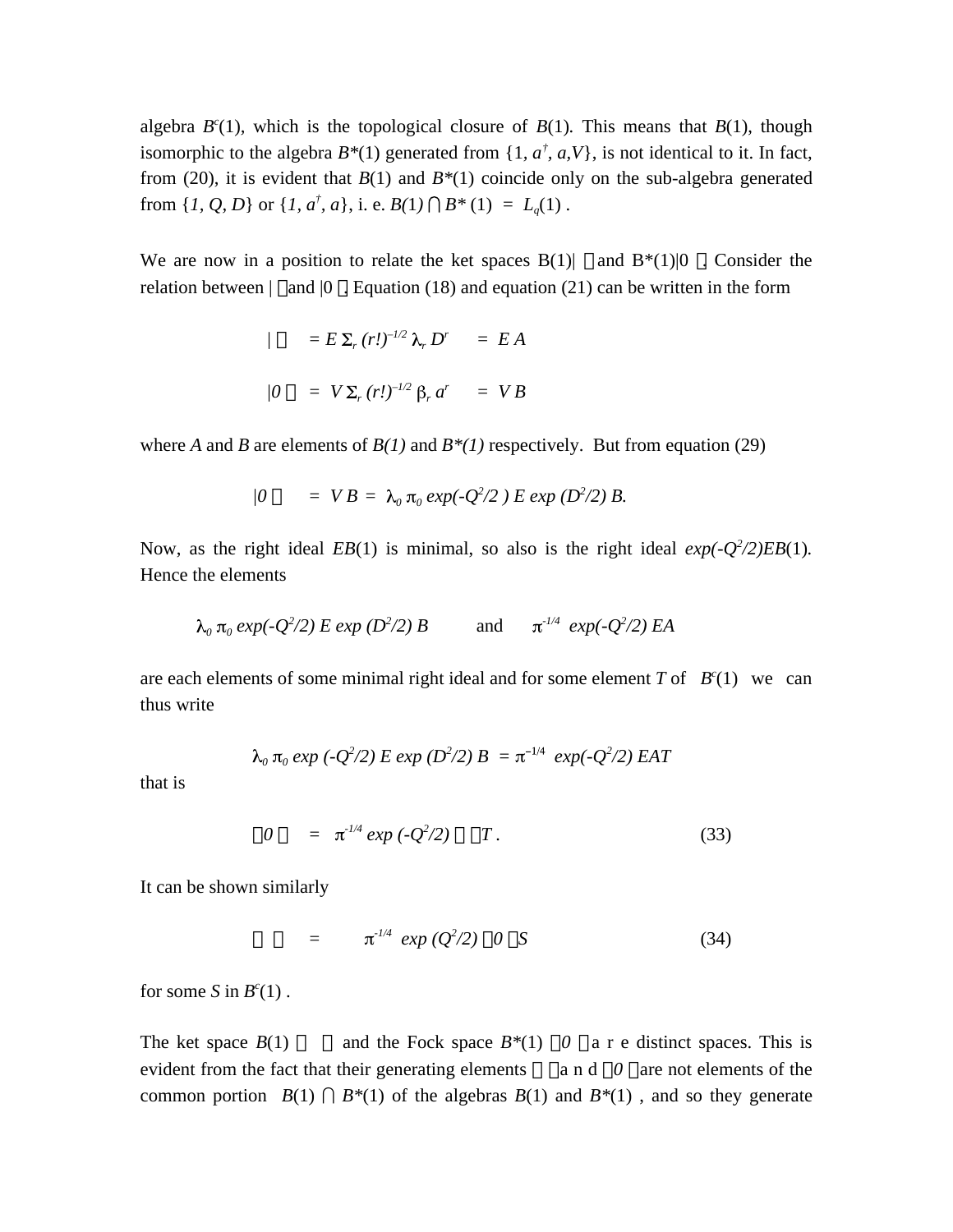algebra $B^c(1)$, which is the topological closure of $B(1)$. This means that $B(1)$, though isomorphic to the algebra $B^*(1)$ generated from $\{1, a^\dagger, a, V\}$, is not identical to it. In fact, from (20), it is evident that $B(1)$ and $B^*(1)$ coincide only on the sub-algebra generated from $\{1, Q, D\}$ or $\{1, a^\dagger, a\}$, i. e. $B(1) \cap B^*(1) = L_q(1)$ .

We are now in a position to relate the ket spaces $B(1)|\ \rangle$ and $B^*(1)|0\rangle$. Consider the relation between $|\ \rangle$ and $|0\rangle$. Equation (18) and equation (21) can be written in the form

$$| \ \rangle = E\, \Sigma_r\, (r!)^{-1/2}\, \lambda_r\, D^r = E\, A$$

$$|0\rangle = V\, \Sigma_r\, (r!)^{-1/2}\, \beta_r\, a^r = V\, B$$

where $A$ and $B$ are elements of $B(1)$ and $B^*(1)$ respectively. But from equation (29)

$$|0\rangle = V\, B = \lambda_0\, \pi_0\, \exp(-Q^2/2)\, E\, \exp(D^2/2)\, B.$$

Now, as the right ideal $EB(1)$ is minimal, so also is the right ideal $\exp(-Q^2/2)EB(1)$. Hence the elements

$$\lambda_0\, \pi_0\, \exp(-Q^2/2)\, E\, \exp(D^2/2)\, B \qquad \text{and} \qquad \pi^{-1/4}\, \exp(-Q^2/2)\, EA$$

are each elements of some minimal right ideal and for some element $T$ of $B^c(1)$ we can thus write

$$\lambda_0\, \pi_0\, \exp(-Q^2/2)\, E\, \exp(D^2/2)\, B = \pi^{-1/4}\, \exp(-Q^2/2)\, EAT$$

that is

$$|0\rangle = \pi^{-1/4}\, \exp(-Q^2/2)\, |\ \rangle\, T\,. \tag{33}$$

It can be shown similarly

$$|\ \rangle = \pi^{-1/4}\, \exp(Q^2/2)\, |0\rangle\, S \tag{34}$$

for some $S$ in $B^c(1)$ .

The ket space $B(1)|\ \rangle$ and the Fock space $B^*(1)|0\rangle$ are distinct spaces. This is evident from the fact that their generating elements $|\ \rangle$ and $|0\rangle$ are not elements of the common portion $B(1) \cap B^*(1)$ of the algebras $B(1)$ and $B^*(1)$ , and so they generate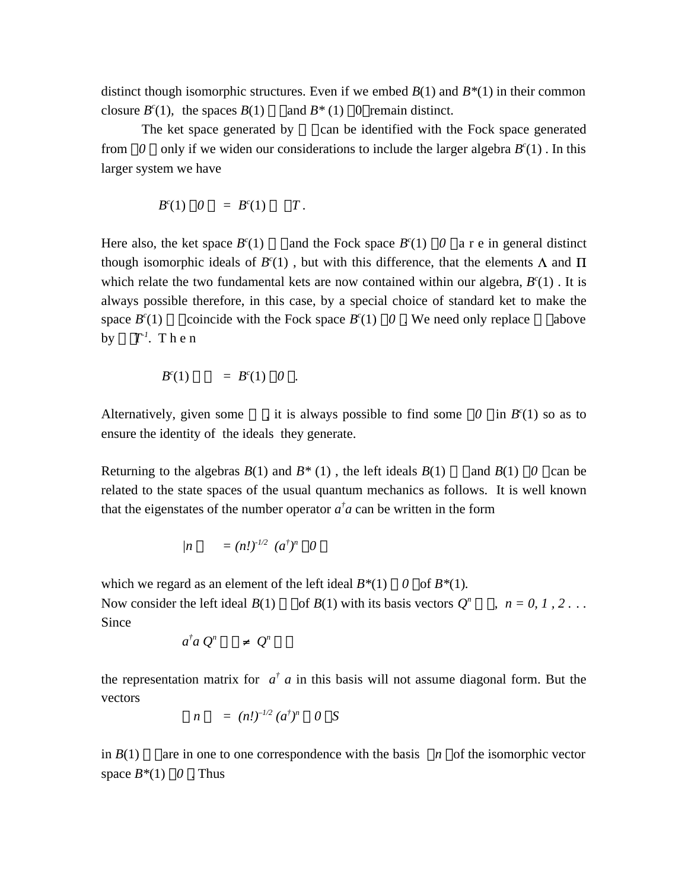distinct though isomorphic structures. Even if we embed $B(1)$ and $B^*(1)$ in their common closure $B^c(1)$, the spaces $B(1)\,|\;\rangle$ and $B^*(1)\,|0\rangle$ remain distinct.

The ket space generated by $|\;\rangle$ can be identified with the Fock space generated from $|0\rangle$ only if we widen our considerations to include the larger algebra $B^c(1)$. In this larger system we have

$$B^c(1)\,|0\rangle \;=\; B^c(1)\,|\;\rangle\,T\,.$$

Here also, the ket space $B^c(1)\,|\;\rangle$ and the Fock space $B^c(1)\,|0\rangle$ are in general distinct though isomorphic ideals of $B^c(1)$, but with this difference, that the elements $\Lambda$ and $\Pi$ which relate the two fundamental kets are now contained within our algebra, $B^c(1)$. It is always possible therefore, in this case, by a special choice of standard ket to make the space $B^c(1)\,|\;\rangle$ coincide with the Fock space $B^c(1)\,|0\rangle$. We need only replace $|\;\rangle$ above by $|\;\rangle T^{-1}$. Then

$$B^c(1)\,|\;\rangle \;=\; B^c(1)\,|0\rangle.$$

Alternatively, given some $|\;\rangle$, it is always possible to find some $|0\rangle$ in $B^c(1)$ so as to ensure the identity of the ideals they generate.

Returning to the algebras $B(1)$ and $B^*(1)$, the left ideals $B(1)\,|\;\rangle$ and $B(1)\,|0\rangle$ can be related to the state spaces of the usual quantum mechanics as follows. It is well known that the eigenstates of the number operator $a^\dagger a$ can be written in the form

$$|n\rangle \;=\; (n!)^{-1/2}\,(a^\dagger)^n\,|0\rangle$$

which we regard as an element of the left ideal $B^*(1)\,|0\rangle$ of $B^*(1)$.
Now consider the left ideal $B(1)\,|\;\rangle$ of $B(1)$ with its basis vectors $Q^n\,|\;\rangle$, $n = 0, 1, 2 \ldots$ Since

$$a^\dagger a\, Q^n\,|\;\rangle \neq Q^n\,|\;\rangle$$

the representation matrix for $a^\dagger a$ in this basis will not assume diagonal form. But the vectors

$$|\,n\,\rangle \;=\; (n!)^{-1/2}\,(a^\dagger)^n\,|\,0\,\rangle S$$

in $B(1)\,|\;\rangle$ are in one to one correspondence with the basis $|n\rangle$ of the isomorphic vector space $B^*(1)\,|0\rangle$. Thus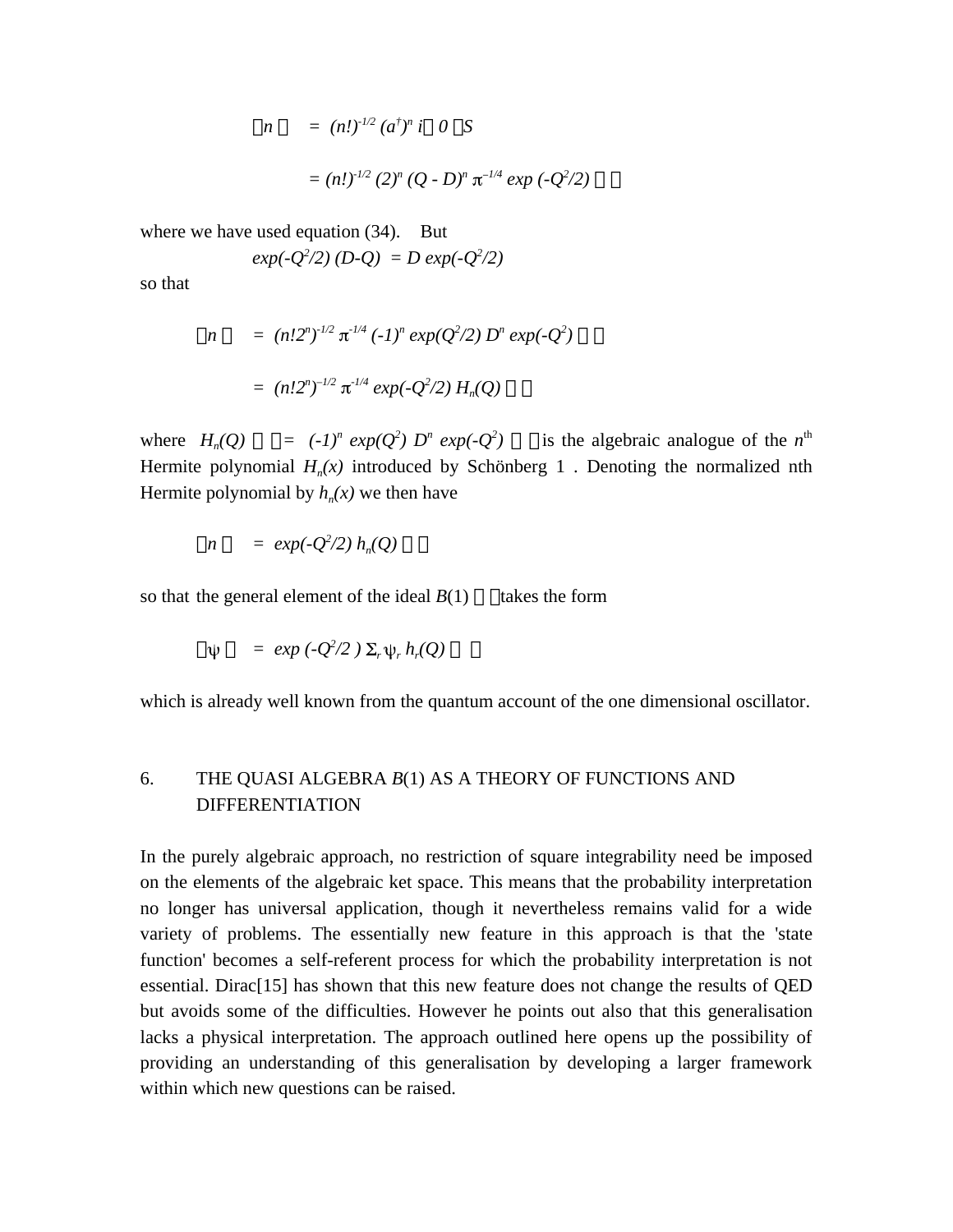$$|n\rangle \;=\; (n!)^{-1/2}\, (a^{\dagger})^{n}\; i\,|\,0\,\rangle S$$

$$= (n!)^{-1/2}\, (2)^{n}\, (Q - D)^{n}\, \pi^{-1/4} \exp(-Q^{2}/2)$$

where we have used equation (34). But

$$\exp(-Q^{2}/2)\,(D-Q) \;=\; D \exp(-Q^{2}/2)$$

so that

$$|n\rangle \;=\; (n!2^{n})^{-1/2}\, \pi^{-1/4}\, (-1)^{n} \exp(Q^{2}/2)\, D^{n} \exp(-Q^{2})$$

$$=\; (n!2^{n})^{-1/2}\, \pi^{-1/4} \exp(-Q^{2}/2)\, H_{n}(Q)$$

where $H_n(Q) = (-1)^n \exp(Q^2)\, D^n \exp(-Q^2)$ is the algebraic analogue of the $n^{\text{th}}$ Hermite polynomial $H_n(x)$ introduced by Schönberg 1 . Denoting the normalized nth Hermite polynomial by $h_n(x)$ we then have

$$|n\rangle \;=\; \exp(-Q^{2}/2)\, h_{n}(Q)$$

so that the general element of the ideal $B(1)$ takes the form

$$|\psi\rangle \;=\; \exp(-Q^{2}/2)\, \Sigma_{r}\, \psi_{r}\, h_{r}(Q)$$

which is already well known from the quantum account of the one dimensional oscillator.

## 6. THE QUASI ALGEBRA *B*(1) AS A THEORY OF FUNCTIONS AND DIFFERENTIATION

In the purely algebraic approach, no restriction of square integrability need be imposed on the elements of the algebraic ket space. This means that the probability interpretation no longer has universal application, though it nevertheless remains valid for a wide variety of problems. The essentially new feature in this approach is that the 'state function' becomes a self-referent process for which the probability interpretation is not essential. Dirac[15] has shown that this new feature does not change the results of QED but avoids some of the difficulties. However he points out also that this generalisation lacks a physical interpretation. The approach outlined here opens up the possibility of providing an understanding of this generalisation by developing a larger framework within which new questions can be raised.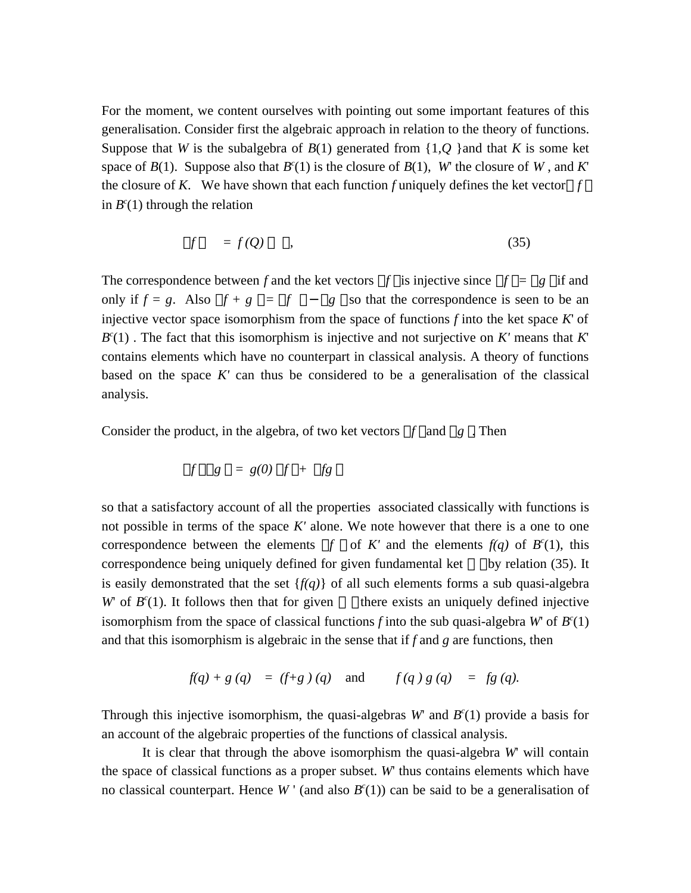For the moment, we content ourselves with pointing out some important features of this generalisation. Consider first the algebraic approach in relation to the theory of functions. Suppose that $W$ is the subalgebra of $B(1)$ generated from $\{1, Q\}$ and that $K$ is some ket space of $B(1)$. Suppose also that $B^c(1)$ is the closure of $B(1)$, $W'$ the closure of $W$, and $K'$ the closure of $K$. We have shown that each function $f$ uniquely defines the ket vector $|f\rangle$ in $B^c(1)$ through the relation

$$|f\rangle \;=\; f(Q)\,|\,\rangle, \tag{35}$$

The correspondence between $f$ and the ket vectors $|f\rangle$ is injective since $|f\rangle = |g\rangle$ if and only if $f = g$. Also $|f + g\rangle = |f\rangle - |g\rangle$ so that the correspondence is seen to be an injective vector space isomorphism from the space of functions $f$ into the ket space $K'$ of $B^c(1)$. The fact that this isomorphism is injective and not surjective on $K'$ means that $K'$ contains elements which have no counterpart in classical analysis. A theory of functions based on the space $K'$ can thus be considered to be a generalisation of the classical analysis.

Consider the product, in the algebra, of two ket vectors $|f\rangle$ and $|g\rangle$. Then

$$|f\rangle|g\rangle = g(0)\,|f\rangle + |fg\rangle$$

so that a satisfactory account of all the properties associated classically with functions is not possible in terms of the space $K'$ alone. We note however that there is a one to one correspondence between the elements $|f\rangle$ of $K'$ and the elements $f(q)$ of $B^c(1)$, this correspondence being uniquely defined for given fundamental ket $|\,\rangle$ by relation (35). It is easily demonstrated that the set $\{f(q)\}$ of all such elements forms a sub quasi-algebra $W'$ of $B^c(1)$. It follows then that for given $|\,\rangle$ there exists an uniquely defined injective isomorphism from the space of classical functions $f$ into the sub quasi-algebra $W'$ of $B^c(1)$ and that this isomorphism is algebraic in the sense that if $f$ and $g$ are functions, then

$$f(q) + g(q) \;=\; (f+g)(q) \quad \text{and} \quad f(q)\,g(q) \;=\; fg\,(q).$$

Through this injective isomorphism, the quasi-algebras $W'$ and $B^c(1)$ provide a basis for an account of the algebraic properties of the functions of classical analysis.

It is clear that through the above isomorphism the quasi-algebra $W'$ will contain the space of classical functions as a proper subset. $W'$ thus contains elements which have no classical counterpart. Hence $W'$ (and also $B^c(1)$) can be said to be a generalisation of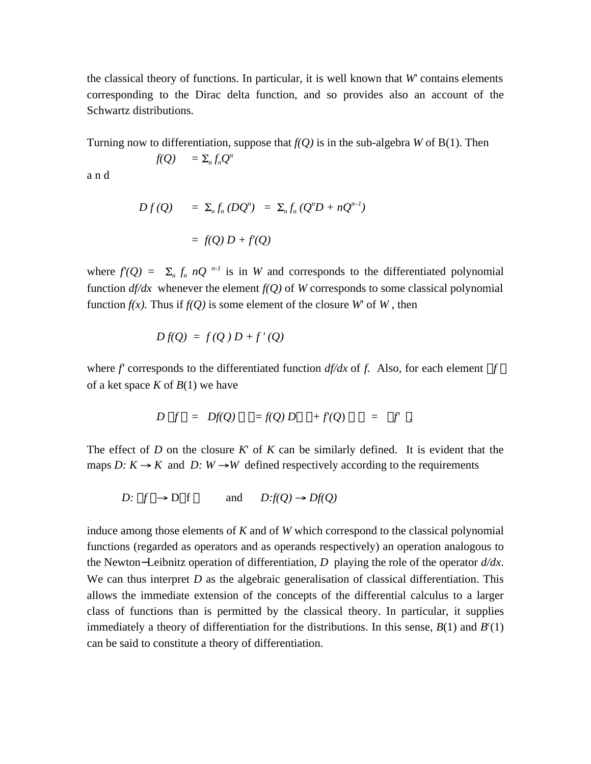the classical theory of functions. In particular, it is well known that $W'$ contains elements corresponding to the Dirac delta function, and so provides also an account of the Schwartz distributions.

Turning now to differentiation, suppose that $f(Q)$ is in the sub-algebra $W$ of B(1). Then

$$f(Q) \quad = \Sigma_n f_n Q^n$$

a n d

$$D\, f\,(Q) \quad = \; \Sigma_n f_n\,(DQ^n) \;\; = \; \Sigma_n f_n\,(Q^n D + nQ^{n-1})$$

$$= \; f(Q)\, D + f'(Q)$$

where $f'(Q) = \;\; \Sigma_n \; f_n \; nQ^{\;n-1}$ is in $W$ and corresponds to the differentiated polynomial function $df/dx$ whenever the element $f(Q)$ of $W$ corresponds to some classical polynomial function $f(x)$. Thus if $f(Q)$ is some element of the closure $W'$ of $W$, then

$$D\, f(Q) \;\; = \;\; f\,(Q\,)\, D + f\,'\,(Q)$$

where $f'$ corresponds to the differentiated function $df/dx$ of $f$. Also, for each element $|f\rangle$ of a ket space $K$ of $B(1)$ we have

$$D\, |f\rangle \;\; = \;\; Df(Q)\, |\rangle = f(Q)\, D|\rangle + f'(Q)\, |\rangle \;\; = \;\; |f'\rangle.$$

The effect of $D$ on the closure $K'$ of $K$ can be similarly defined. It is evident that the maps $D: K \rightarrow K$ and $D: W \rightarrow W$ defined respectively according to the requirements

$$D: |f\rangle \rightarrow D|f\rangle \qquad \text{and} \qquad D{:}f(Q) \rightarrow Df(Q)$$

induce among those elements of $K$ and of $W$ which correspond to the classical polynomial functions (regarded as operators and as operands respectively) an operation analogous to the Newton−Leibnitz operation of differentiation, $D$ playing the role of the operator $d/dx$. We can thus interpret $D$ as the algebraic generalisation of classical differentiation. This allows the immediate extension of the concepts of the differential calculus to a larger class of functions than is permitted by the classical theory. In particular, it supplies immediately a theory of differentiation for the distributions. In this sense, $B(1)$ and $B^c(1)$ can be said to constitute a theory of differentiation.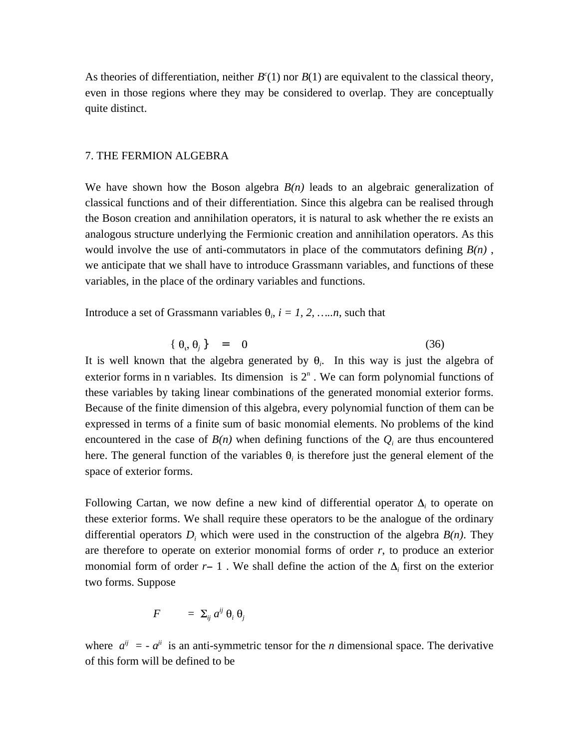As theories of differentiation, neither $B^c(1)$ nor $B(1)$ are equivalent to the classical theory, even in those regions where they may be considered to overlap. They are conceptually quite distinct.

## 7. THE FERMION ALGEBRA

We have shown how the Boson algebra $B(n)$ leads to an algebraic generalization of classical functions and of their differentiation. Since this algebra can be realised through the Boson creation and annihilation operators, it is natural to ask whether the re exists an analogous structure underlying the Fermionic creation and annihilation operators. As this would involve the use of anti-commutators in place of the commutators defining $B(n)$ , we anticipate that we shall have to introduce Grassmann variables, and functions of these variables, in the place of the ordinary variables and functions.

Introduce a set of Grassmann variables $\theta_i$, $i = 1, 2, \ldots n$, such that

$$\{ \theta_i, \theta_j \} \quad = \quad 0 \qquad\qquad (36)$$

It is well known that the algebra generated by $\theta_i$. In this way is just the algebra of exterior forms in n variables. Its dimension is $2^n$ . We can form polynomial functions of these variables by taking linear combinations of the generated monomial exterior forms. Because of the finite dimension of this algebra, every polynomial function of them can be expressed in terms of a finite sum of basic monomial elements. No problems of the kind encountered in the case of $B(n)$ when defining functions of the $Q_i$ are thus encountered here. The general function of the variables $\theta_i$ is therefore just the general element of the space of exterior forms.

Following Cartan, we now define a new kind of differential operator $\Delta_i$ to operate on these exterior forms. We shall require these operators to be the analogue of the ordinary differential operators $D_i$ which were used in the construction of the algebra $B(n)$. They are therefore to operate on exterior monomial forms of order $r$, to produce an exterior monomial form of order $r - 1$ . We shall define the action of the $\Delta_i$ first on the exterior two forms. Suppose

$$F \quad = \Sigma_{ij}\, a^{ij}\, \theta_i\, \theta_j$$

where $a^{ij} = - a^{ji}$ is an anti-symmetric tensor for the $n$ dimensional space. The derivative of this form will be defined to be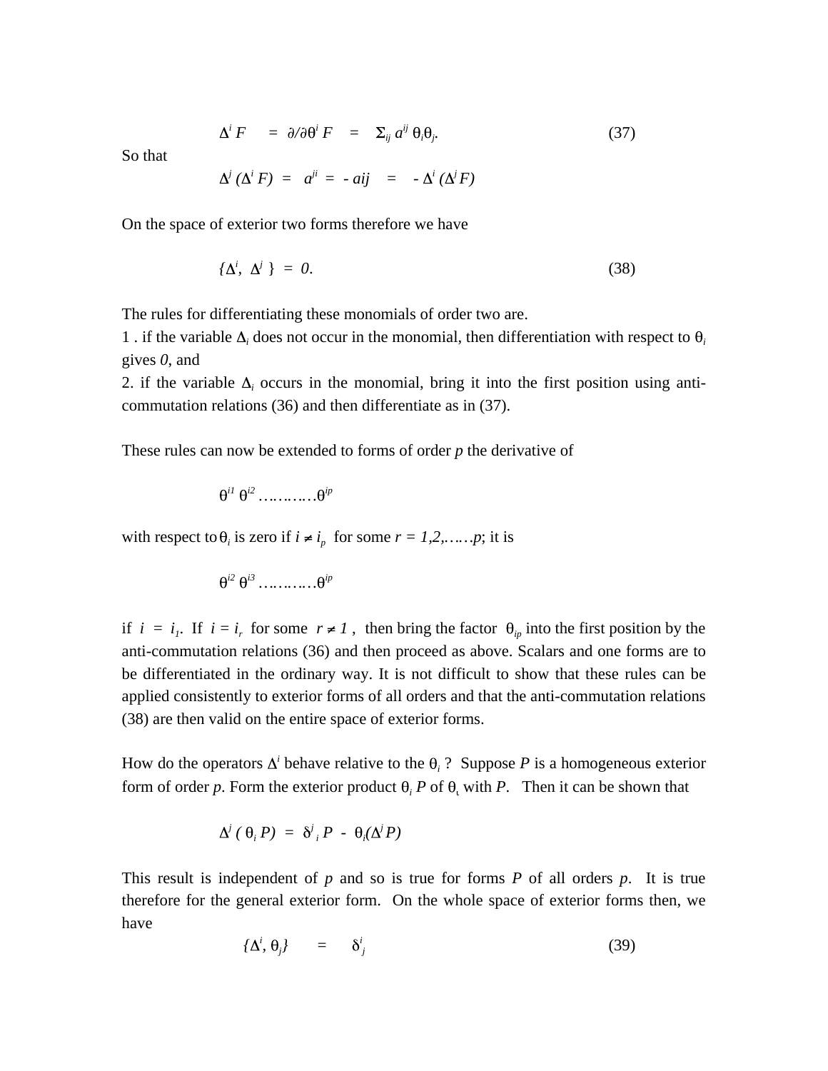$$\Delta^i F \quad = \quad \partial/\partial\theta^i F \quad = \quad \Sigma_{ij}\, a^{ij}\, \theta_i\theta_j. \tag{37}$$

So that

$$\Delta^j (\Delta^i F) \;=\; a^{ji} \;=\; - aij \quad = \quad - \Delta^i (\Delta^j F)$$

On the space of exterior two forms therefore we have

$$\{\Delta^i,\; \Delta^j\} \;=\; 0. \tag{38}$$

The rules for differentiating these monomials of order two are.

1 . if the variable $\Delta_i$ does not occur in the monomial, then differentiation with respect to $\theta_i$ gives *0*, and

2. if the variable $\Delta_i$ occurs in the monomial, bring it into the first position using anti-commutation relations (36) and then differentiate as in (37).

These rules can now be extended to forms of order *p* the derivative of

$$\theta^{i1}\, \theta^{i2} \ldots\ldots\ldots\ldots \theta^{ip}$$

with respect to $\theta_i$ is zero if $i \neq i_p$ for some $r = 1,2,\ldots\ldots p$; it is

$$\theta^{i2}\, \theta^{i3} \ldots\ldots\ldots\ldots \theta^{ip}$$

if $i = i_1$. If $i = i_r$ for some $r \neq 1$ , then bring the factor $\theta_{ip}$ into the first position by the anti-commutation relations (36) and then proceed as above. Scalars and one forms are to be differentiated in the ordinary way. It is not difficult to show that these rules can be applied consistently to exterior forms of all orders and that the anti-commutation relations (38) are then valid on the entire space of exterior forms.

How do the operators $\Delta^i$ behave relative to the $\theta_i$ ? Suppose *P* is a homogeneous exterior form of order *p*. Form the exterior product $\theta_i P$ of $\theta_\iota$ with *P*. Then it can be shown that

$$\Delta^j (\, \theta_i\, P) \;=\; \delta^j{}_i\, P \;-\; \theta_i(\Delta^j P)$$

This result is independent of *p* and so is true for forms *P* of all orders *p*. It is true therefore for the general exterior form. On the whole space of exterior forms then, we have

$$\{\Delta^i, \theta_j\} \quad = \quad \delta^i_j \tag{39}$$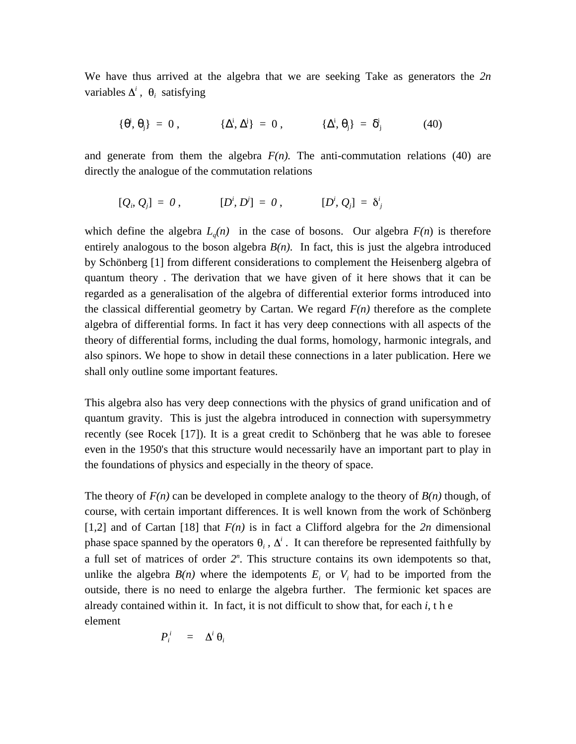We have thus arrived at the algebra that we are seeking Take as generators the *2n* variables $\Delta^i$ , $\theta_i$ satisfying

$$\{\theta^i, \theta_j\} = 0 , \qquad \{\Delta^i, \Delta^j\} = 0 , \qquad \{\Delta^i, \theta_j\} = \delta^i_j \qquad (40)$$

and generate from them the algebra *F(n).* The anti-commutation relations (40) are directly the analogue of the commutation relations

$$[Q_i, Q_j] = 0 , \qquad [D^i, D^j] = 0 , \qquad [D^i, Q_j] = \delta^i_j$$

which define the algebra $L_q(n)$ in the case of bosons. Our algebra *F(n)* is therefore entirely analogous to the boson algebra *B(n).* In fact, this is just the algebra introduced by Schönberg [1] from different considerations to complement the Heisenberg algebra of quantum theory . The derivation that we have given of it here shows that it can be regarded as a generalisation of the algebra of differential exterior forms introduced into the classical differential geometry by Cartan. We regard *F(n)* therefore as the complete algebra of differential forms. In fact it has very deep connections with all aspects of the theory of differential forms, including the dual forms, homology, harmonic integrals, and also spinors. We hope to show in detail these connections in a later publication. Here we shall only outline some important features.

This algebra also has very deep connections with the physics of grand unification and of quantum gravity. This is just the algebra introduced in connection with supersymmetry recently (see Rocek [17]). It is a great credit to Schönberg that he was able to foresee even in the 1950's that this structure would necessarily have an important part to play in the foundations of physics and especially in the theory of space.

The theory of *F(n)* can be developed in complete analogy to the theory of *B(n)* though, of course, with certain important differences. It is well known from the work of Schönberg [1,2] and of Cartan [18] that *F(n)* is in fact a Clifford algebra for the *2n* dimensional phase space spanned by the operators $\theta_i$ , $\Delta^i$ . It can therefore be represented faithfully by a full set of matrices of order $2^n$. This structure contains its own idempotents so that, unlike the algebra *B(n)* where the idempotents $E_i$ or $V_i$ had to be imported from the outside, there is no need to enlarge the algebra further. The fermionic ket spaces are already contained within it. In fact, it is not difficult to show that, for each *i*, the element

$$P_i^i = \Delta^i \theta_i$$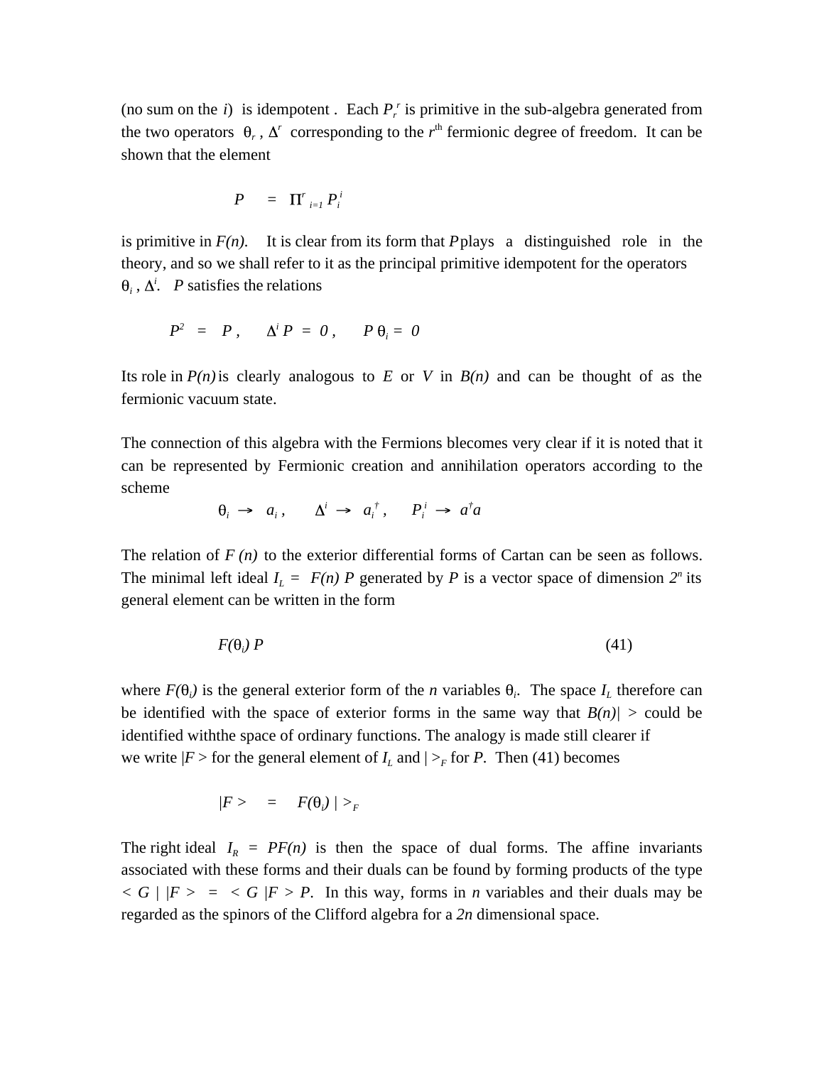(no sum on the $i$) is idempotent . Each $P_r^{\,r}$ is primitive in the sub-algebra generated from the two operators $\theta_r$ , $\Delta^r$ corresponding to the $r^{\text{th}}$ fermionic degree of freedom. It can be shown that the element

$$P \quad = \quad \Pi^r{}_{i=1}\, P_i^{\,i}$$

is primitive in $F(n)$. It is clear from its form that $P$ plays a distinguished role in the theory, and so we shall refer to it as the principal primitive idempotent for the operators $\theta_i$ , $\Delta^i$. $P$ satisfies the relations

$$P^2 \;=\; P\;, \qquad \Delta^i\, P \;=\; 0\;, \qquad P\,\theta_i \;=\; 0$$

Its role in $P(n)$ is clearly analogous to $E$ or $V$ in $B(n)$ and can be thought of as the fermionic vacuum state.

The connection of this algebra with the Fermions blecomes very clear if it is noted that it can be represented by Fermionic creation and annihilation operators according to the scheme

$$\theta_i \;\rightarrow\; a_i\;, \qquad \Delta^i \;\rightarrow\; a_i^{\,\dagger}\;, \qquad P_i^{\,i} \;\rightarrow\; a^\dagger a$$

The relation of $F(n)$ to the exterior differential forms of Cartan can be seen as follows. The minimal left ideal $I_L = F(n)\,P$ generated by $P$ is a vector space of dimension $2^n$ its general element can be written in the form

$$F(\theta_i)\,P \tag{41}$$

where $F(\theta_i)$ is the general exterior form of the $n$ variables $\theta_i$. The space $I_L$ therefore can be identified with the space of exterior forms in the same way that $B(n)|\,>$ could be identified withthe space of ordinary functions. The analogy is made still clearer if we write $|F>$ for the general element of $I_L$ and $|\,>_F$ for $P$. Then (41) becomes

$$|F> \quad = \quad F(\theta_i)\,|\,>_F$$

The right ideal $I_R = PF(n)$ is then the space of dual forms. The affine invariants associated with these forms and their duals can be found by forming products of the type $<G\,|\;|F> \;=\; <G\,|F>\,P$. In this way, forms in $n$ variables and their duals may be regarded as the spinors of the Clifford algebra for a $2n$ dimensional space.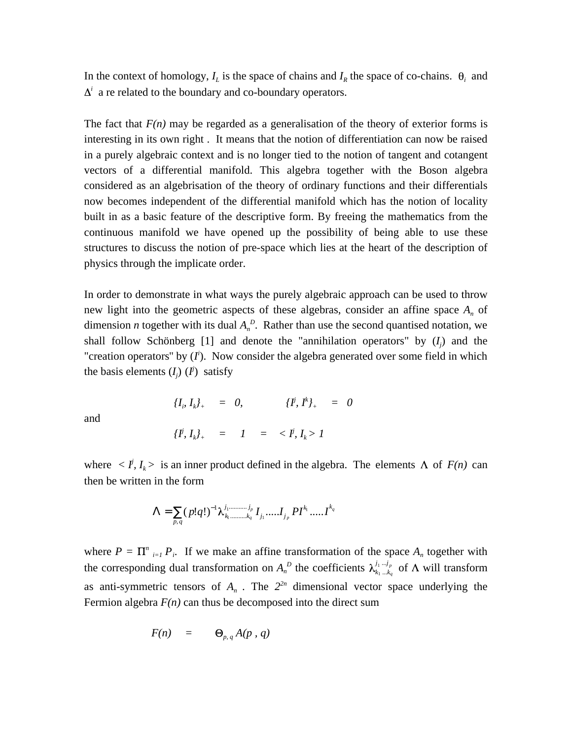In the context of homology, $I_L$ is the space of chains and $I_R$ the space of co-chains. $\theta_i$ and $\Delta^i$ a re related to the boundary and co-boundary operators.

The fact that *F(n)* may be regarded as a generalisation of the theory of exterior forms is interesting in its own right . It means that the notion of differentiation can now be raised in a purely algebraic context and is no longer tied to the notion of tangent and cotangent vectors of a differential manifold. This algebra together with the Boson algebra considered as an algebrisation of the theory of ordinary functions and their differentials now becomes independent of the differential manifold which has the notion of locality built in as a basic feature of the descriptive form. By freeing the mathematics from the continuous manifold we have opened up the possibility of being able to use these structures to discuss the notion of pre-space which lies at the heart of the description of physics through the implicate order.

In order to demonstrate in what ways the purely algebraic approach can be used to throw new light into the geometric aspects of these algebras, consider an affine space $A_n$ of dimension *n* together with its dual $A_n^D$. Rather than use the second quantised notation, we shall follow Schönberg [1] and denote the "annihilation operators" by $(I_j)$ and the "creation operators" by $(I^i)$. Now consider the algebra generated over some field in which the basis elements $(I_j)$ $(I^j)$ satisfy

$$\{I_i, I_k\}_+ = 0, \qquad \{I^j, I^k\}_+ = 0$$

and

$$\{I^j, I_k\}_+ = 1 = < I^j, I_k > 1$$

where $< I^j, I_k >$ is an inner product defined in the algebra. The elements $\Lambda$ of *F(n)* can then be written in the form

$$\Lambda = \sum_{p,q} (p!q!)^{-1} \lambda^{j_1 \ldots\ldots\ldots j_p}_{k_1 \ldots\ldots\ldots k_q} I_{j_1} \ldots\ldots I_{j_p} P I^{k_1} \ldots\ldots I^{k_q}$$

where $P = \Pi^n{}_{i=1} P_i$. If we make an affine transformation of the space $A_n$ together with the corresponding dual transformation on $A_n^D$ the coefficients $\lambda^{j_1 \ldots j_p}_{k_1 \ldots k_q}$ of $\Lambda$ will transform as anti-symmetric tensors of $A_n$ . The $2^{2n}$ dimensional vector space underlying the Fermion algebra *F(n)* can thus be decomposed into the direct sum

$$F(n) = \Theta_{p,q} A(p\ ,\ q)$$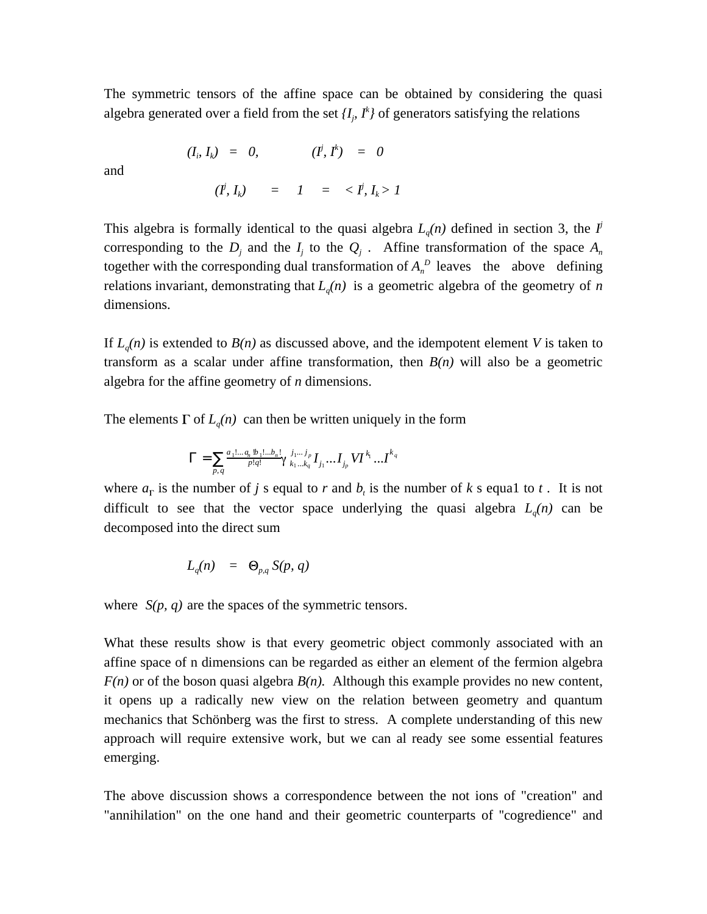The symmetric tensors of the affine space can be obtained by considering the quasi algebra generated over a field from the set $\{I_j, I^k\}$ of generators satisfying the relations

$$(I_i, I_k) \;=\; 0, \qquad\qquad (I^j, I^k) \;=\; 0$$

and

$$(I^j, I_k) \;=\; 1 \;=\; < I^j, I_k > 1$$

This algebra is formally identical to the quasi algebra $L_q(n)$ defined in section 3, the $I^j$ corresponding to the $D_j$ and the $I_j$ to the $Q_j$ . Affine transformation of the space $A_n$ together with the corresponding dual transformation of $A_n^D$ leaves the above defining relations invariant, demonstrating that $L_q(n)$ is a geometric algebra of the geometry of $n$ dimensions.

If $L_q(n)$ is extended to $B(n)$ as discussed above, and the idempotent element $V$ is taken to transform as a scalar under affine transformation, then $B(n)$ will also be a geometric algebra for the affine geometry of $n$ dimensions.

The elements $\Gamma$ of $L_q(n)$ can then be written uniquely in the form

$$\Gamma = \sum_{p,q} \frac{a_1!\ldots a_n!b_1!\ldots b_n!}{p!q!} \gamma^{\,j_1\ldots j_p}_{\,k_1\ldots k_q} I_{j_1}\ldots I_{j_p} V I^{k_1}\ldots I^{k_q}$$

where $a_r$ is the number of $j$ s equal to $r$ and $b_t$ is the number of $k$ s equa1 to $t$ . It is not difficult to see that the vector space underlying the quasi algebra $L_q(n)$ can be decomposed into the direct sum

$$L_q(n) \;=\; \Theta_{p,q}\, S(p, q)$$

where $S(p, q)$ are the spaces of the symmetric tensors.

What these results show is that every geometric object commonly associated with an affine space of n dimensions can be regarded as either an element of the fermion algebra $F(n)$ or of the boson quasi algebra $B(n)$. Although this example provides no new content, it opens up a radically new view on the relation between geometry and quantum mechanics that Schönberg was the first to stress. A complete understanding of this new approach will require extensive work, but we can al ready see some essential features emerging.

The above discussion shows a correspondence between the not ions of "creation" and "annihilation" on the one hand and their geometric counterparts of "cogredience" and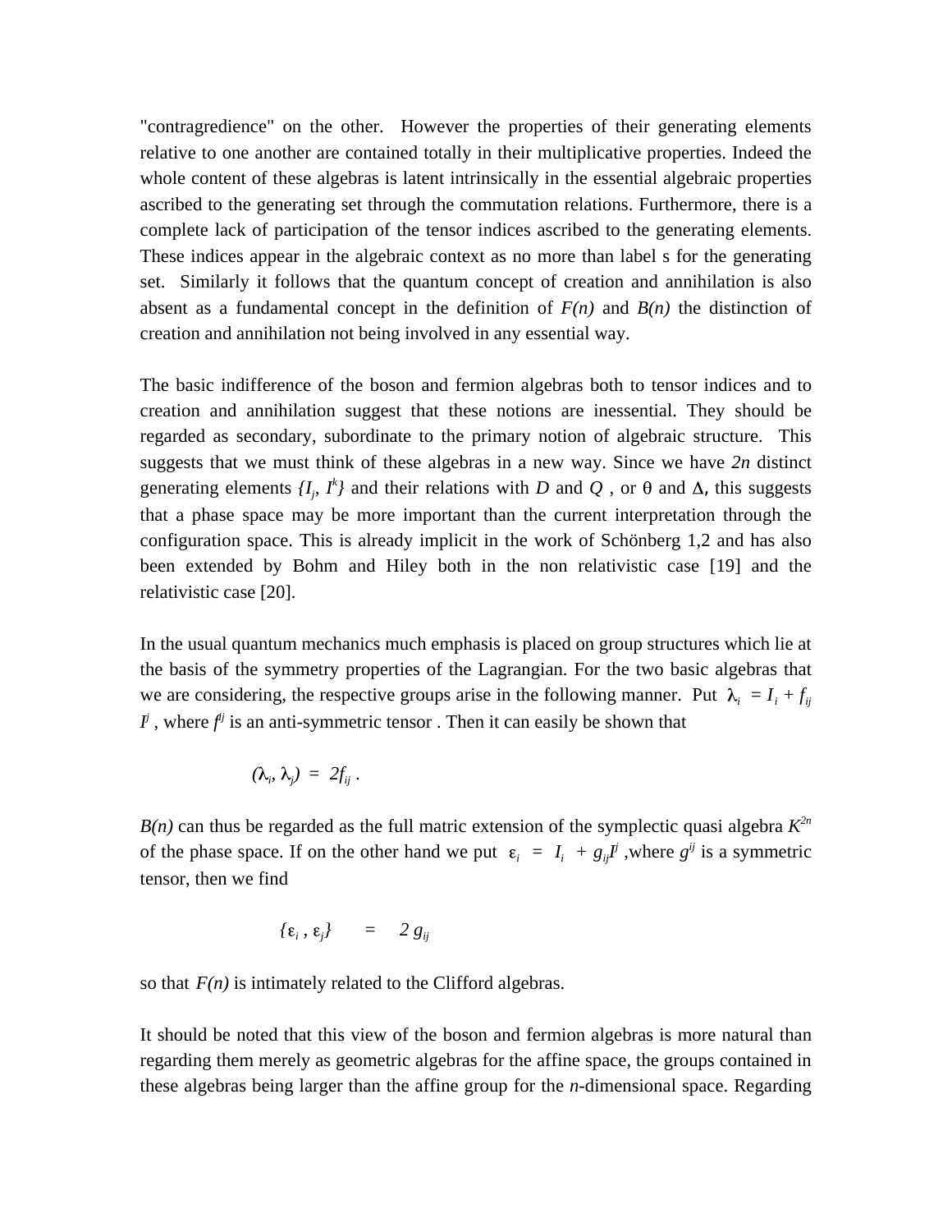"contragredience" on the other. However the properties of their generating elements relative to one another are contained totally in their multiplicative properties. Indeed the whole content of these algebras is latent intrinsically in the essential algebraic properties ascribed to the generating set through the commutation relations. Furthermore, there is a complete lack of participation of the tensor indices ascribed to the generating elements. These indices appear in the algebraic context as no more than label s for the generating set. Similarly it follows that the quantum concept of creation and annihilation is also absent as a fundamental concept in the definition of *F(n)* and *B(n)* the distinction of creation and annihilation not being involved in any essential way.

The basic indifference of the boson and fermion algebras both to tensor indices and to creation and annihilation suggest that these notions are inessential. They should be regarded as secondary, subordinate to the primary notion of algebraic structure. This suggests that we must think of these algebras in a new way. Since we have *2n* distinct generating elements $\{I_j, I^k\}$ and their relations with $D$ and $Q$ , or $\theta$ and $\Delta$, this suggests that a phase space may be more important than the current interpretation through the configuration space. This is already implicit in the work of Schönberg 1,2 and has also been extended by Bohm and Hiley both in the non relativistic case [19] and the relativistic case [20].

In the usual quantum mechanics much emphasis is placed on group structures which lie at the basis of the symmetry properties of the Lagrangian. For the two basic algebras that we are considering, the respective groups arise in the following manner. Put $\lambda_i = I_i + f_{ij} I^j$ , where $f^{ij}$ is an anti-symmetric tensor . Then it can easily be shown that

$$(\lambda_i, \lambda_j) = 2f_{ij} .$$

*B(n)* can thus be regarded as the full matric extension of the symplectic quasi algebra $K^{2n}$ of the phase space. If on the other hand we put $\varepsilon_i = I_i + g_{ij}I^j$ ,where $g^{ij}$ is a symmetric tensor, then we find

$$\{\varepsilon_i , \varepsilon_j\} = 2 g_{ij}$$

so that *F(n)* is intimately related to the Clifford algebras.

It should be noted that this view of the boson and fermion algebras is more natural than regarding them merely as geometric algebras for the affine space, the groups contained in these algebras being larger than the affine group for the *n*-dimensional space. Regarding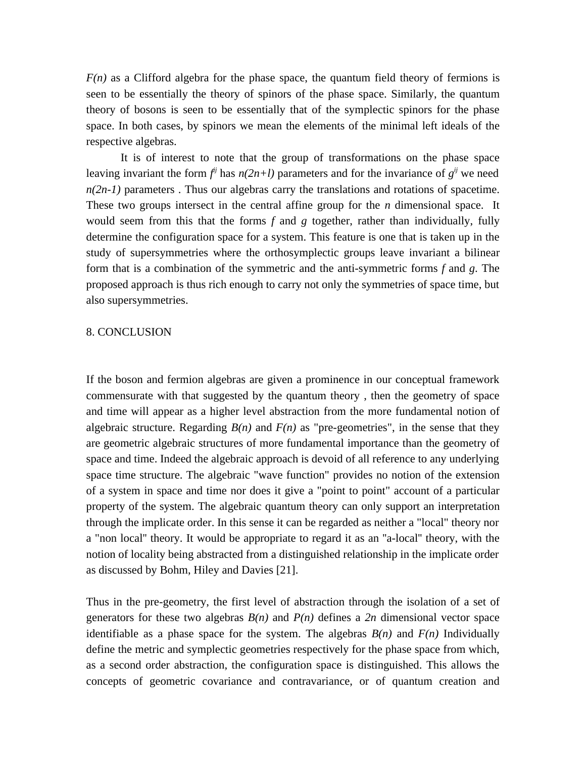$F(n)$ as a Clifford algebra for the phase space, the quantum field theory of fermions is seen to be essentially the theory of spinors of the phase space. Similarly, the quantum theory of bosons is seen to be essentially that of the symplectic spinors for the phase space. In both cases, by spinors we mean the elements of the minimal left ideals of the respective algebras.

It is of interest to note that the group of transformations on the phase space leaving invariant the form $f^{ij}$ has $n(2n+l)$ parameters and for the invariance of $g^{ij}$ we need $n(2n-1)$ parameters . Thus our algebras carry the translations and rotations of spacetime. These two groups intersect in the central affine group for the $n$ dimensional space. It would seem from this that the forms $f$ and $g$ together, rather than individually, fully determine the configuration space for a system. This feature is one that is taken up in the study of supersymmetries where the orthosymplectic groups leave invariant a bilinear form that is a combination of the symmetric and the anti-symmetric forms $f$ and $g$. The proposed approach is thus rich enough to carry not only the symmetries of space time, but also supersymmetries.

## 8. CONCLUSION

If the boson and fermion algebras are given a prominence in our conceptual framework commensurate with that suggested by the quantum theory , then the geometry of space and time will appear as a higher level abstraction from the more fundamental notion of algebraic structure. Regarding $B(n)$ and $F(n)$ as "pre-geometries", in the sense that they are geometric algebraic structures of more fundamental importance than the geometry of space and time. Indeed the algebraic approach is devoid of all reference to any underlying space time structure. The algebraic "wave function" provides no notion of the extension of a system in space and time nor does it give a "point to point" account of a particular property of the system. The algebraic quantum theory can only support an interpretation through the implicate order. In this sense it can be regarded as neither a "local" theory nor a "non local" theory. It would be appropriate to regard it as an "a-local" theory, with the notion of locality being abstracted from a distinguished relationship in the implicate order as discussed by Bohm, Hiley and Davies [21].

Thus in the pre-geometry, the first level of abstraction through the isolation of a set of generators for these two algebras $B(n)$ and $P(n)$ defines a $2n$ dimensional vector space identifiable as a phase space for the system. The algebras $B(n)$ and $F(n)$ Individually define the metric and symplectic geometries respectively for the phase space from which, as a second order abstraction, the configuration space is distinguished. This allows the concepts of geometric covariance and contravariance, or of quantum creation and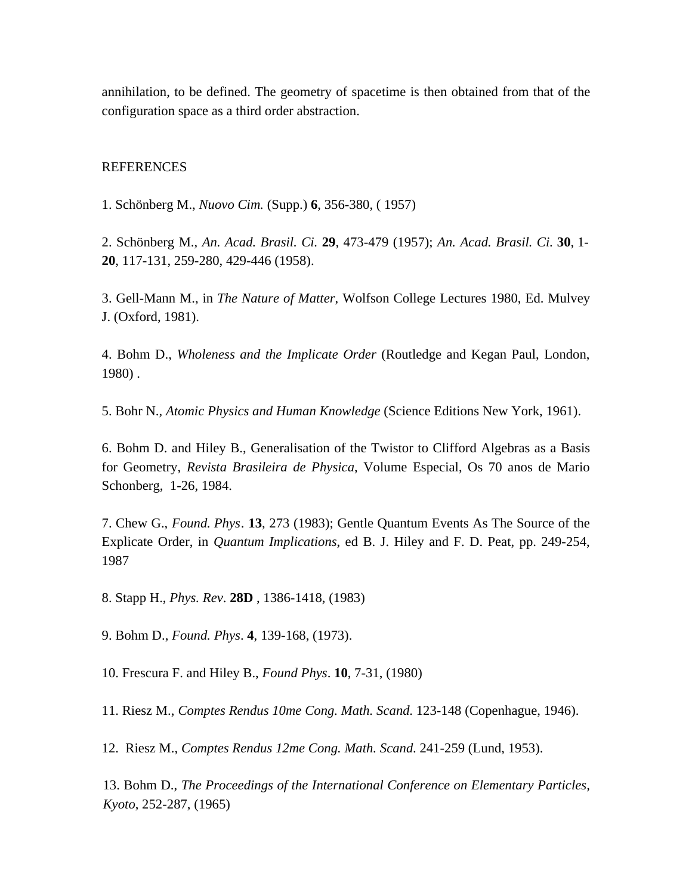annihilation, to be defined. The geometry of spacetime is then obtained from that of the configuration space as a third order abstraction.

## REFERENCES

1. Schönberg M., *Nuovo Cim.* (Supp.) **6**, 356-380, ( 1957)

2. Schönberg M., *An. Acad. Brasil. Ci.* **29**, 473-479 (1957); *An. Acad. Brasil. Ci.* **30**, 1-**20**, 117-131, 259-280, 429-446 (1958).

3. Gell-Mann M., in *The Nature of Matter*, Wolfson College Lectures 1980, Ed. Mulvey J. (Oxford, 1981).

4. Bohm D., *Wholeness and the Implicate Order* (Routledge and Kegan Paul, London, 1980) .

5. Bohr N., *Atomic Physics and Human Knowledge* (Science Editions New York, 1961).

6. Bohm D. and Hiley B., Generalisation of the Twistor to Clifford Algebras as a Basis for Geometry, *Revista Brasileira de Physica*, Volume Especial, Os 70 anos de Mario Schonberg, 1-26, 1984.

7. Chew G., *Found. Phys*. **13**, 273 (1983); Gentle Quantum Events As The Source of the Explicate Order, in *Quantum Implications*, ed B. J. Hiley and F. D. Peat, pp. 249-254, 1987

8. Stapp H., *Phys. Rev*. **28D** , 1386-1418, (1983)

9. Bohm D., *Found. Phys*. **4**, 139-168, (1973).

10. Frescura F. and Hiley B., *Found Phys*. **10**, 7-31, (1980)

11. Riesz M., *Comptes Rendus 10me Cong. Math. Scand.* 123-148 (Copenhague, 1946).

12. Riesz M., *Comptes Rendus 12me Cong. Math. Scand*. 241-259 (Lund, 1953).

13. Bohm D., *The Proceedings of the International Conference on Elementary Particles*, *Kyoto*, 252-287, (1965)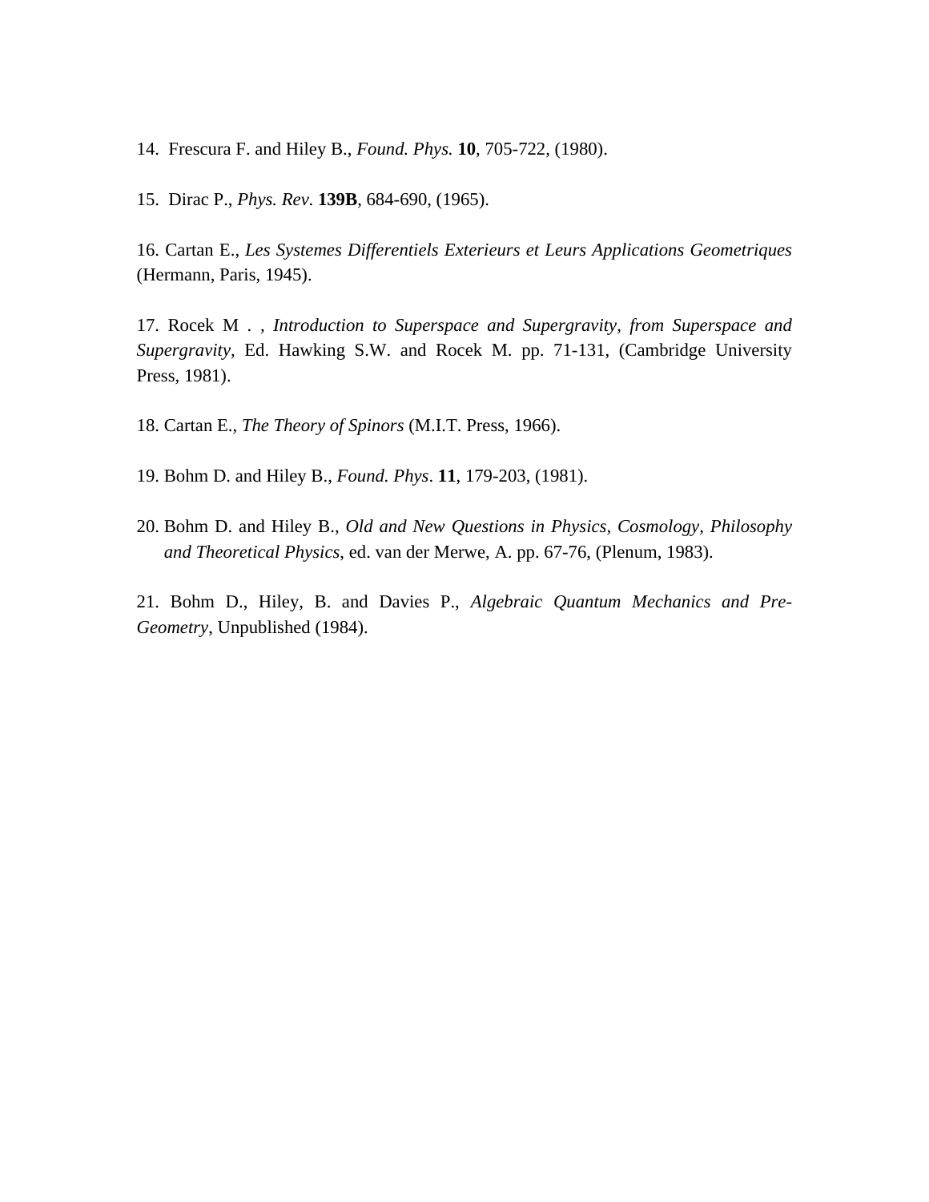14. Frescura F. and Hiley B., *Found. Phys.* **10**, 705-722, (1980).

15. Dirac P., *Phys. Rev*. **139B**, 684-690, (1965).

16. Cartan E., *Les Systemes Differentiels Exterieurs et Leurs Applications Geometriques* (Hermann, Paris, 1945).

17. Rocek M . , *Introduction to Superspace and Supergravity, from Superspace and Supergravity*, Ed. Hawking S.W. and Rocek M. pp. 71-131, (Cambridge University Press, 1981).

18. Cartan E., *The Theory of Spinors* (M.I.T. Press, 1966).

19. Bohm D. and Hiley B., *Found. Phys*. **11**, 179-203, (1981).

20. Bohm D. and Hiley B., *Old and New Questions in Physics, Cosmology, Philosophy and Theoretical Physics*, ed. van der Merwe, A. pp. 67-76, (Plenum, 1983).

21. Bohm D., Hiley, B. and Davies P., *Algebraic Quantum Mechanics and Pre-Geometry*, Unpublished (1984).